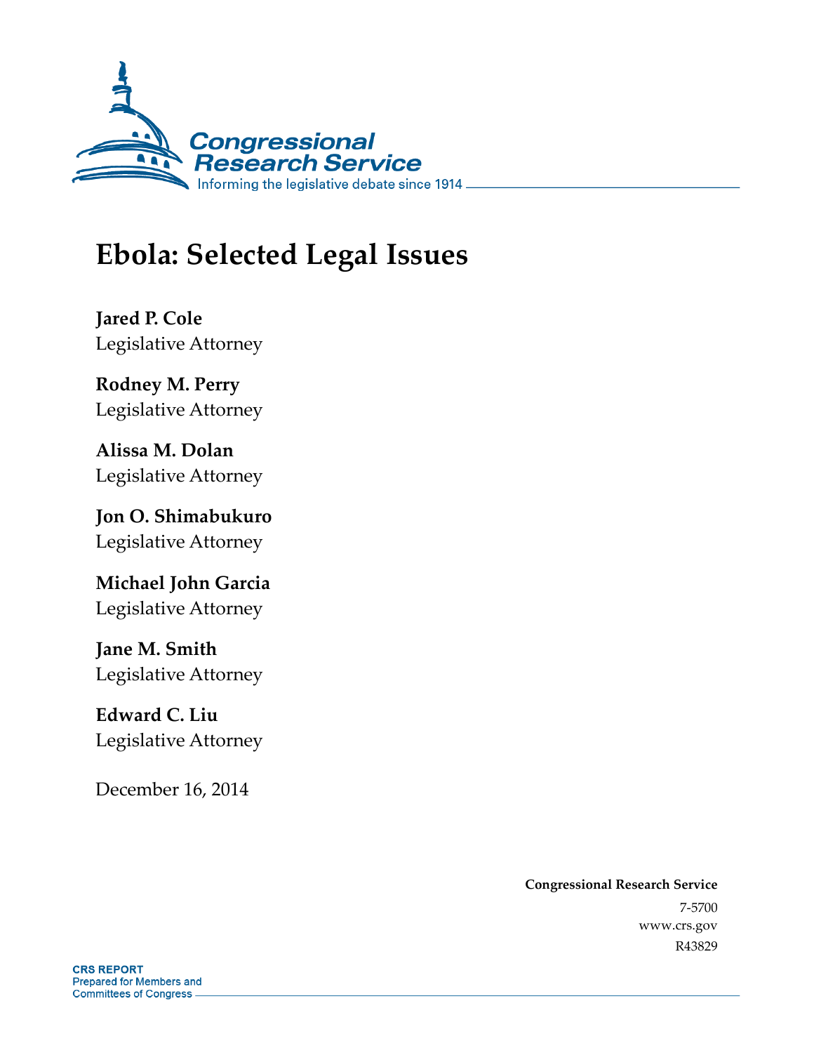Congressional Research Service

Informing the legislative debate since 1914

# Ebola: Selected Legal Issues

**Jared P. Cole**
Legislative Attorney

**Rodney M. Perry**
Legislative Attorney

**Alissa M. Dolan**
Legislative Attorney

**Jon O. Shimabukuro**
Legislative Attorney

**Michael John Garcia**
Legislative Attorney

**Jane M. Smith**
Legislative Attorney

**Edward C. Liu**
Legislative Attorney

December 16, 2014

**Congressional Research Service**
7-5700
www.crs.gov
R43829

**CRS REPORT**
Prepared for Members and
Committees of Congress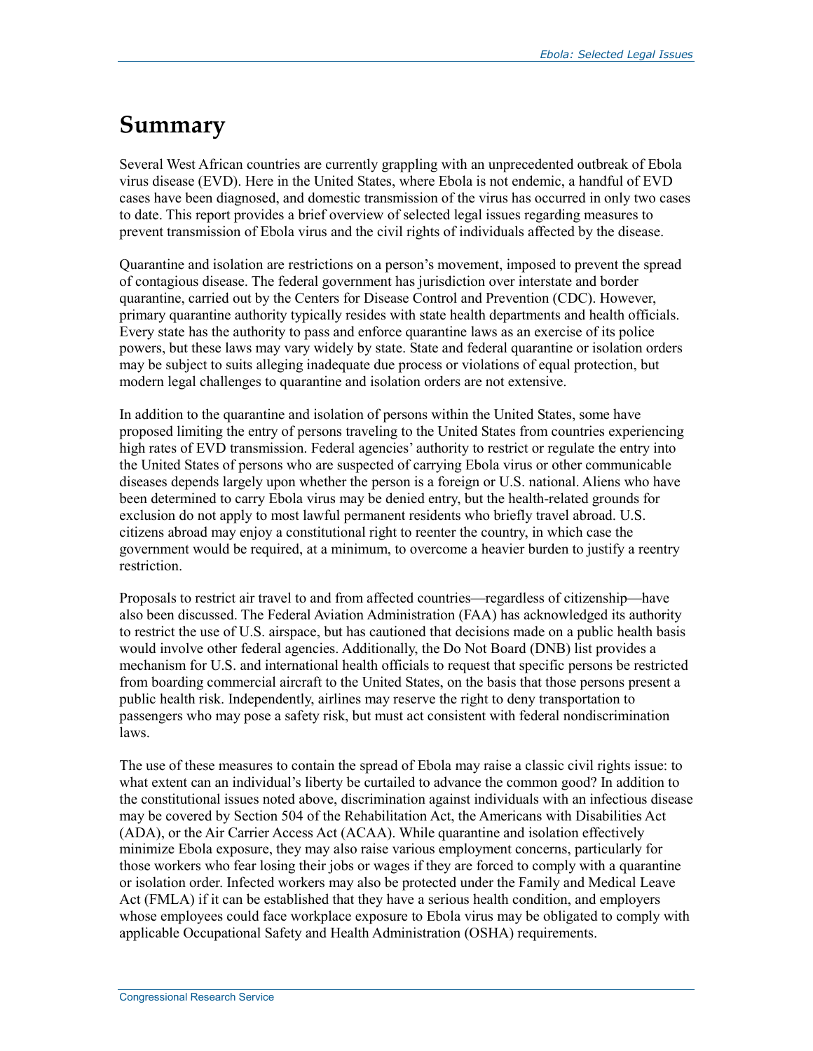# Summary

Several West African countries are currently grappling with an unprecedented outbreak of Ebola virus disease (EVD). Here in the United States, where Ebola is not endemic, a handful of EVD cases have been diagnosed, and domestic transmission of the virus has occurred in only two cases to date. This report provides a brief overview of selected legal issues regarding measures to prevent transmission of Ebola virus and the civil rights of individuals affected by the disease.

Quarantine and isolation are restrictions on a person's movement, imposed to prevent the spread of contagious disease. The federal government has jurisdiction over interstate and border quarantine, carried out by the Centers for Disease Control and Prevention (CDC). However, primary quarantine authority typically resides with state health departments and health officials. Every state has the authority to pass and enforce quarantine laws as an exercise of its police powers, but these laws may vary widely by state. State and federal quarantine or isolation orders may be subject to suits alleging inadequate due process or violations of equal protection, but modern legal challenges to quarantine and isolation orders are not extensive.

In addition to the quarantine and isolation of persons within the United States, some have proposed limiting the entry of persons traveling to the United States from countries experiencing high rates of EVD transmission. Federal agencies' authority to restrict or regulate the entry into the United States of persons who are suspected of carrying Ebola virus or other communicable diseases depends largely upon whether the person is a foreign or U.S. national. Aliens who have been determined to carry Ebola virus may be denied entry, but the health-related grounds for exclusion do not apply to most lawful permanent residents who briefly travel abroad. U.S. citizens abroad may enjoy a constitutional right to reenter the country, in which case the government would be required, at a minimum, to overcome a heavier burden to justify a reentry restriction.

Proposals to restrict air travel to and from affected countries—regardless of citizenship—have also been discussed. The Federal Aviation Administration (FAA) has acknowledged its authority to restrict the use of U.S. airspace, but has cautioned that decisions made on a public health basis would involve other federal agencies. Additionally, the Do Not Board (DNB) list provides a mechanism for U.S. and international health officials to request that specific persons be restricted from boarding commercial aircraft to the United States, on the basis that those persons present a public health risk. Independently, airlines may reserve the right to deny transportation to passengers who may pose a safety risk, but must act consistent with federal nondiscrimination laws.

The use of these measures to contain the spread of Ebola may raise a classic civil rights issue: to what extent can an individual's liberty be curtailed to advance the common good? In addition to the constitutional issues noted above, discrimination against individuals with an infectious disease may be covered by Section 504 of the Rehabilitation Act, the Americans with Disabilities Act (ADA), or the Air Carrier Access Act (ACAA). While quarantine and isolation effectively minimize Ebola exposure, they may also raise various employment concerns, particularly for those workers who fear losing their jobs or wages if they are forced to comply with a quarantine or isolation order. Infected workers may also be protected under the Family and Medical Leave Act (FMLA) if it can be established that they have a serious health condition, and employers whose employees could face workplace exposure to Ebola virus may be obligated to comply with applicable Occupational Safety and Health Administration (OSHA) requirements.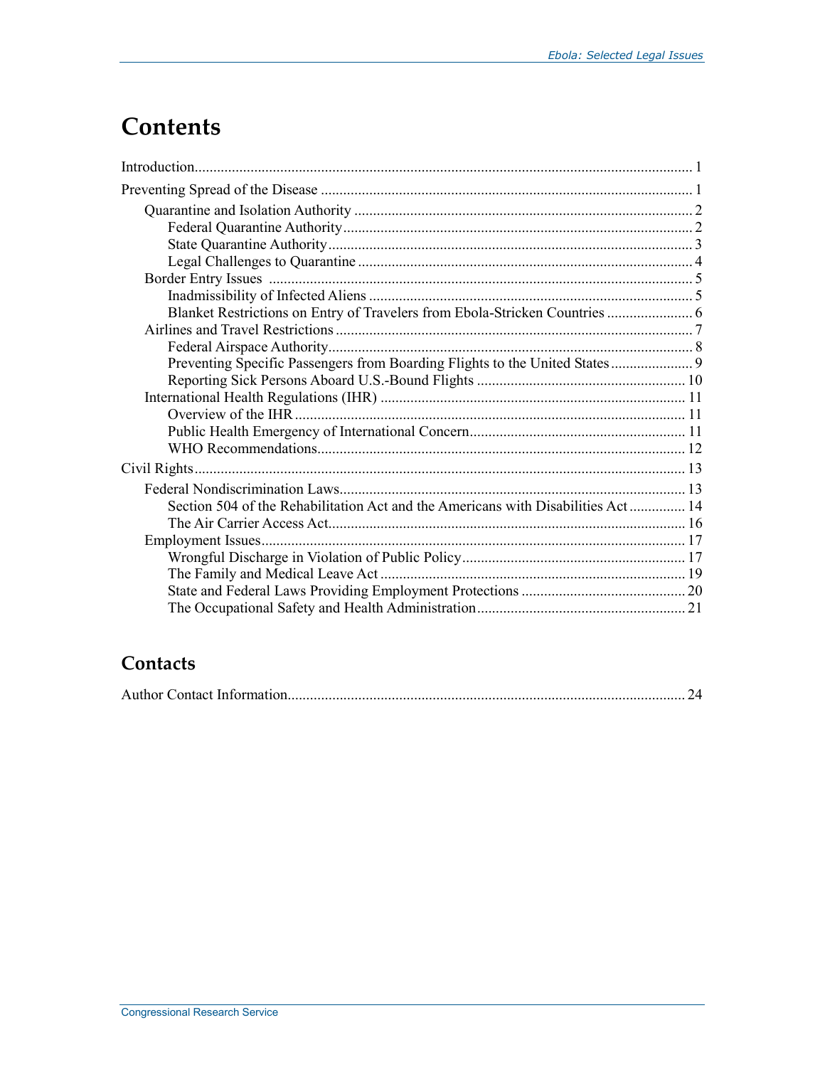# Contents

Introduction .......... 1

Preventing Spread of the Disease .......... 1

- Quarantine and Isolation Authority .......... 2
  - Federal Quarantine Authority .......... 2
  - State Quarantine Authority .......... 3
  - Legal Challenges to Quarantine .......... 4
- Border Entry Issues .......... 5
  - Inadmissibility of Infected Aliens .......... 5
  - Blanket Restrictions on Entry of Travelers from Ebola-Stricken Countries .......... 6
- Airlines and Travel Restrictions .......... 7
  - Federal Airspace Authority .......... 8
  - Preventing Specific Passengers from Boarding Flights to the United States .......... 9
  - Reporting Sick Persons Aboard U.S.-Bound Flights .......... 10
- International Health Regulations (IHR) .......... 11
  - Overview of the IHR .......... 11
  - Public Health Emergency of International Concern .......... 11
  - WHO Recommendations .......... 12

Civil Rights .......... 13

- Federal Nondiscrimination Laws .......... 13
  - Section 504 of the Rehabilitation Act and the Americans with Disabilities Act .......... 14
  - The Air Carrier Access Act .......... 16
- Employment Issues .......... 17
  - Wrongful Discharge in Violation of Public Policy .......... 17
  - The Family and Medical Leave Act .......... 19
  - State and Federal Laws Providing Employment Protections .......... 20
  - The Occupational Safety and Health Administration .......... 21

## Contacts

Author Contact Information .......... 24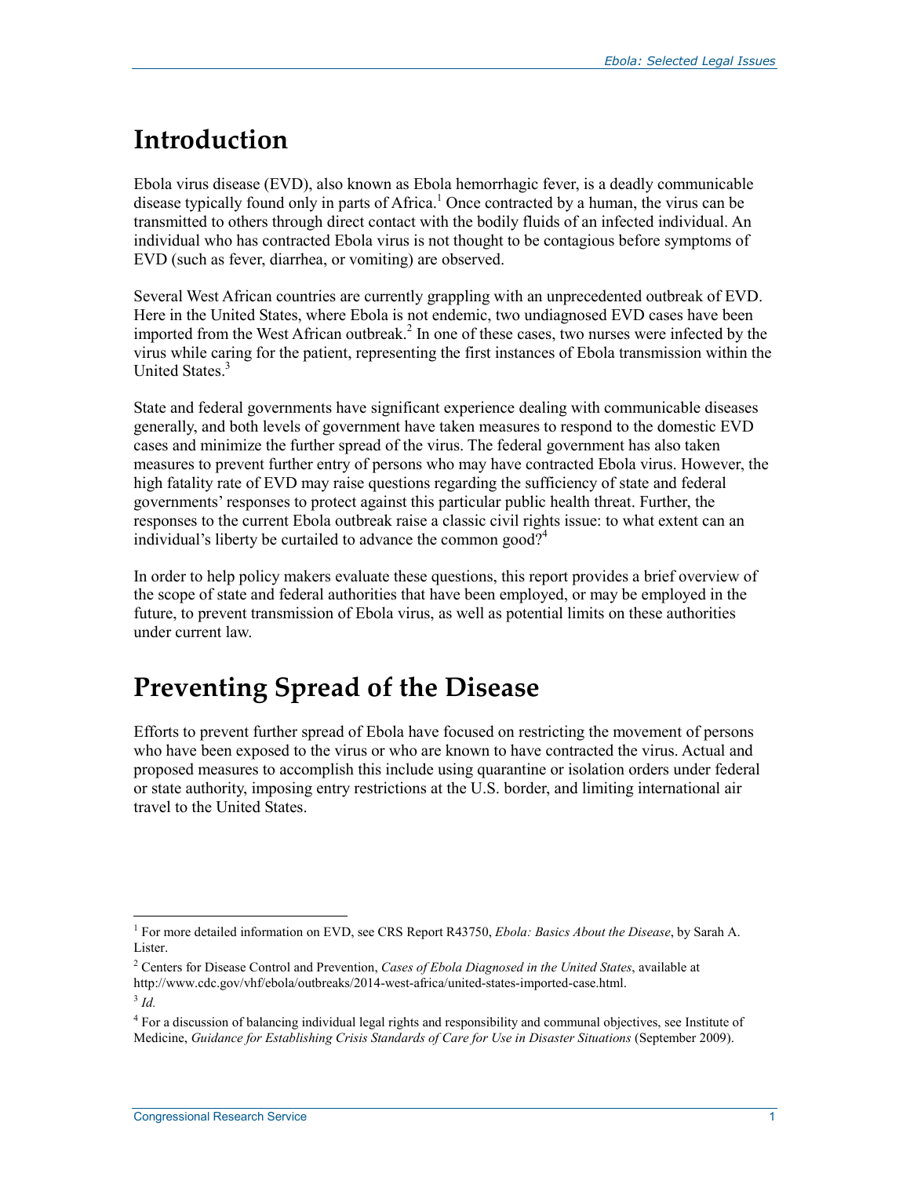# Introduction

Ebola virus disease (EVD), also known as Ebola hemorrhagic fever, is a deadly communicable disease typically found only in parts of Africa.[1] Once contracted by a human, the virus can be transmitted to others through direct contact with the bodily fluids of an infected individual. An individual who has contracted Ebola virus is not thought to be contagious before symptoms of EVD (such as fever, diarrhea, or vomiting) are observed.

Several West African countries are currently grappling with an unprecedented outbreak of EVD. Here in the United States, where Ebola is not endemic, two undiagnosed EVD cases have been imported from the West African outbreak.[2] In one of these cases, two nurses were infected by the virus while caring for the patient, representing the first instances of Ebola transmission within the United States.[3]

State and federal governments have significant experience dealing with communicable diseases generally, and both levels of government have taken measures to respond to the domestic EVD cases and minimize the further spread of the virus. The federal government has also taken measures to prevent further entry of persons who may have contracted Ebola virus. However, the high fatality rate of EVD may raise questions regarding the sufficiency of state and federal governments' responses to protect against this particular public health threat. Further, the responses to the current Ebola outbreak raise a classic civil rights issue: to what extent can an individual's liberty be curtailed to advance the common good?[4]

In order to help policy makers evaluate these questions, this report provides a brief overview of the scope of state and federal authorities that have been employed, or may be employed in the future, to prevent transmission of Ebola virus, as well as potential limits on these authorities under current law.

# Preventing Spread of the Disease

Efforts to prevent further spread of Ebola have focused on restricting the movement of persons who have been exposed to the virus or who are known to have contracted the virus. Actual and proposed measures to accomplish this include using quarantine or isolation orders under federal or state authority, imposing entry restrictions at the U.S. border, and limiting international air travel to the United States.

---

[1] For more detailed information on EVD, see CRS Report R43750, *Ebola: Basics About the Disease*, by Sarah A. Lister.

[2] Centers for Disease Control and Prevention, *Cases of Ebola Diagnosed in the United States*, available at http://www.cdc.gov/vhf/ebola/outbreaks/2014-west-africa/united-states-imported-case.html.

[3] *Id.*

[4] For a discussion of balancing individual legal rights and responsibility and communal objectives, see Institute of Medicine, *Guidance for Establishing Crisis Standards of Care for Use in Disaster Situations* (September 2009).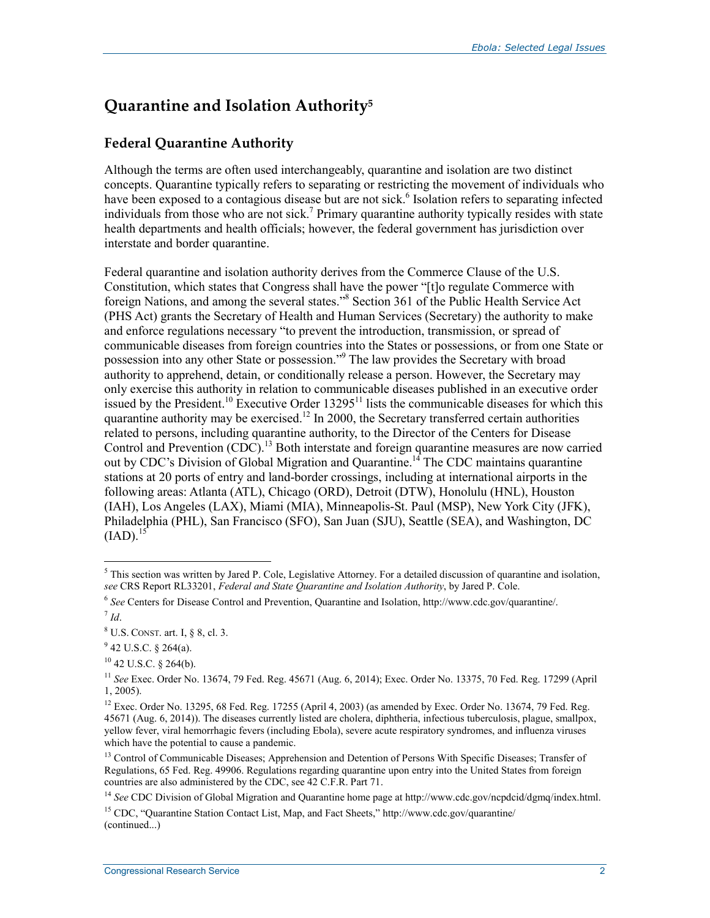## Quarantine and Isolation Authority[5]

### Federal Quarantine Authority

Although the terms are often used interchangeably, quarantine and isolation are two distinct concepts. Quarantine typically refers to separating or restricting the movement of individuals who have been exposed to a contagious disease but are not sick.[6] Isolation refers to separating infected individuals from those who are not sick.[7] Primary quarantine authority typically resides with state health departments and health officials; however, the federal government has jurisdiction over interstate and border quarantine.

Federal quarantine and isolation authority derives from the Commerce Clause of the U.S. Constitution, which states that Congress shall have the power "[t]o regulate Commerce with foreign Nations, and among the several states."[8] Section 361 of the Public Health Service Act (PHS Act) grants the Secretary of Health and Human Services (Secretary) the authority to make and enforce regulations necessary "to prevent the introduction, transmission, or spread of communicable diseases from foreign countries into the States or possessions, or from one State or possession into any other State or possession."[9] The law provides the Secretary with broad authority to apprehend, detain, or conditionally release a person. However, the Secretary may only exercise this authority in relation to communicable diseases published in an executive order issued by the President.[10] Executive Order 13295[11] lists the communicable diseases for which this quarantine authority may be exercised.[12] In 2000, the Secretary transferred certain authorities related to persons, including quarantine authority, to the Director of the Centers for Disease Control and Prevention (CDC).[13] Both interstate and foreign quarantine measures are now carried out by CDC's Division of Global Migration and Quarantine.[14] The CDC maintains quarantine stations at 20 ports of entry and land-border crossings, including international airports in the following areas: Atlanta (ATL), Chicago (ORD), Detroit (DTW), Honolulu (HNL), Houston (IAH), Los Angeles (LAX), Miami (MIA), Minneapolis-St. Paul (MSP), New York City (JFK), Philadelphia (PHL), San Francisco (SFO), San Juan (SJU), Seattle (SEA), and Washington, DC (IAD).[15]

---

[5] This section was written by Jared P. Cole, Legislative Attorney. For a detailed discussion of quarantine and isolation, *see* CRS Report RL33201, *Federal and State Quarantine and Isolation Authority*, by Jared P. Cole.

[6] *See* Centers for Disease Control and Prevention, Quarantine and Isolation, http://www.cdc.gov/quarantine/.

[7] *Id*.

[8] U.S. CONST. art. I, § 8, cl. 3.

[9] 42 U.S.C. § 264(a).

[10] 42 U.S.C. § 264(b).

[11] *See* Exec. Order No. 13674, 79 Fed. Reg. 45671 (Aug. 6, 2014); Exec. Order No. 13375, 70 Fed. Reg. 17299 (April 1, 2005).

[12] Exec. Order No. 13295, 68 Fed. Reg. 17255 (April 4, 2003) (as amended by Exec. Order No. 13674, 79 Fed. Reg. 45671 (Aug. 6, 2014)). The diseases currently listed are cholera, diphtheria, infectious tuberculosis, plague, smallpox, yellow fever, viral hemorrhagic fevers (including Ebola), severe acute respiratory syndromes, and influenza viruses which have the potential to cause a pandemic.

[13] Control of Communicable Diseases; Apprehension and Detention of Persons With Specific Diseases; Transfer of Regulations, 65 Fed. Reg. 49906. Regulations regarding quarantine upon entry into the United States from foreign countries are also administered by the CDC, see 42 C.F.R. Part 71.

[14] *See* CDC Division of Global Migration and Quarantine home page at http://www.cdc.gov/ncpdcid/dgmq/index.html.

[15] CDC, "Quarantine Station Contact List, Map, and Fact Sheets," http://www.cdc.gov/quarantine/ (continued...)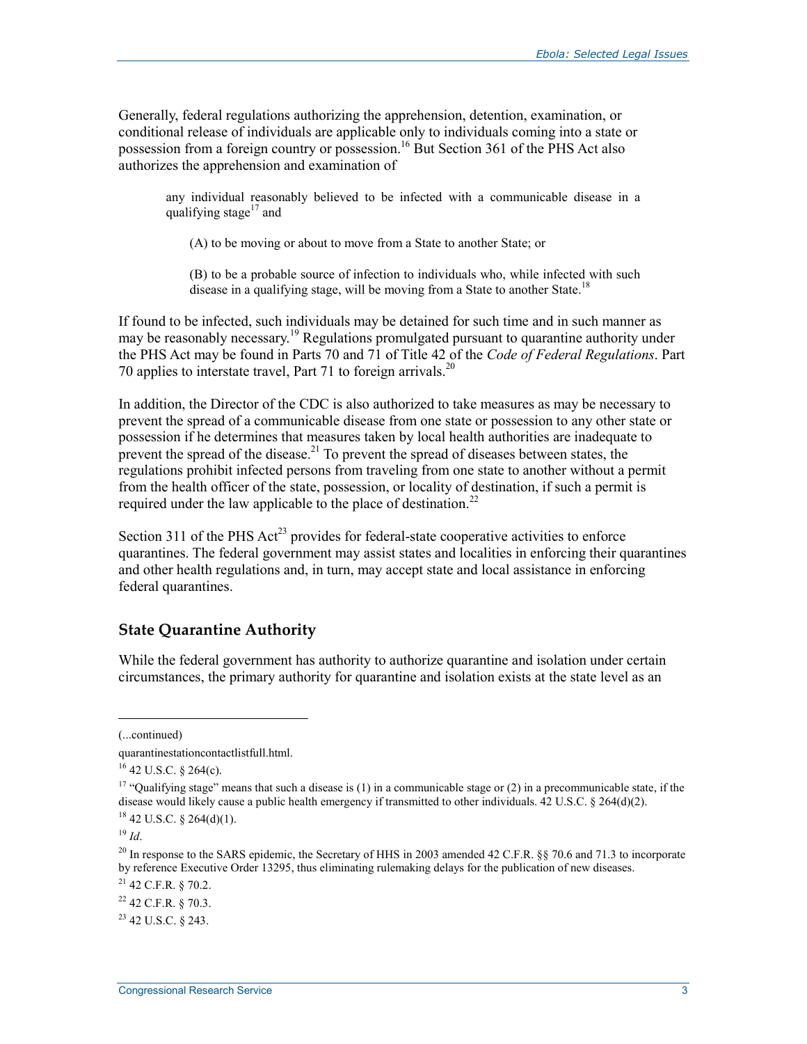Generally, federal regulations authorizing the apprehension, detention, examination, or conditional release of individuals are applicable only to individuals coming into a state or possession from a foreign country or possession.[16] But Section 361 of the PHS Act also authorizes the apprehension and examination of

> any individual reasonably believed to be infected with a communicable disease in a qualifying stage[17] and
>
> (A) to be moving or about to move from a State to another State; or
>
> (B) to be a probable source of infection to individuals who, while infected with such disease in a qualifying stage, will be moving from a State to another State.[18]

If found to be infected, such individuals may be detained for such time and in such manner as may be reasonably necessary.[19] Regulations promulgated pursuant to quarantine authority under the PHS Act may be found in Parts 70 and 71 of Title 42 of the *Code of Federal Regulations*. Part 70 applies to interstate travel, Part 71 to foreign arrivals.[20]

In addition, the Director of the CDC is also authorized to take measures as may be necessary to prevent the spread of a communicable disease from one state or possession to any other state or possession if he determines that measures taken by local health authorities are inadequate to prevent the spread of the disease.[21] To prevent the spread of diseases between states, the regulations prohibit infected persons from traveling from one state to another without a permit from the health officer of the state, possession, or locality of destination, if such a permit is required under the law applicable to the place of destination.[22]

Section 311 of the PHS Act[23] provides for federal-state cooperative activities to enforce quarantines. The federal government may assist states and localities in enforcing their quarantines and other health regulations and, in turn, may accept state and local assistance in enforcing federal quarantines.

## State Quarantine Authority

While the federal government has authority to authorize quarantine and isolation under certain circumstances, the primary authority for quarantine and isolation exists at the state level as an

---

(...continued)

quarantinestationcontactlistfull.html.

[16] 42 U.S.C. § 264(c).

[17] "Qualifying stage" means that such a disease is (1) in a communicable stage or (2) in a precommunicable state, if the disease would likely cause a public health emergency if transmitted to other individuals. 42 U.S.C. § 264(d)(2).

[18] 42 U.S.C. § 264(d)(1).

[19] *Id*.

[20] In response to the SARS epidemic, the Secretary of HHS in 2003 amended 42 C.F.R. §§ 70.6 and 71.3 to incorporate by reference Executive Order 13295, thus eliminating rulemaking delays for the publication of new diseases.

[21] 42 C.F.R. § 70.2.

[22] 42 C.F.R. § 70.3.

[23] 42 U.S.C. § 243.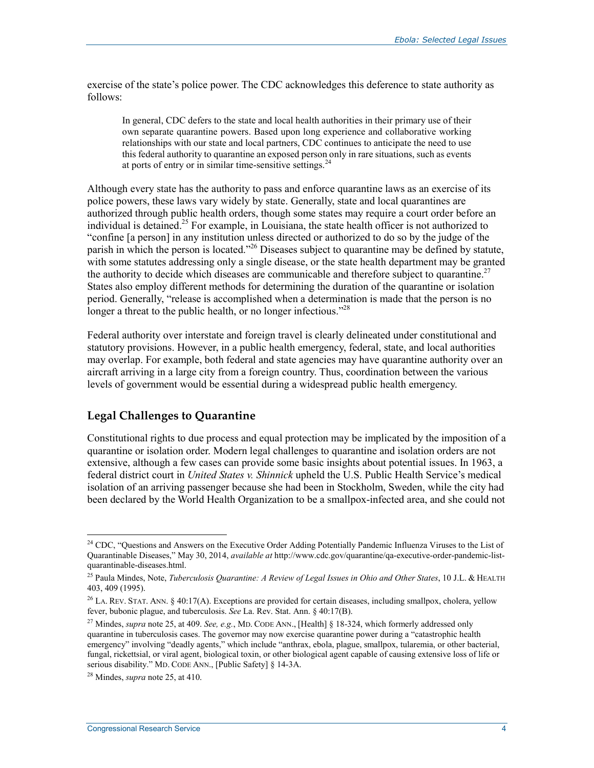exercise of the state's police power. The CDC acknowledges this deference to state authority as follows:

> In general, CDC defers to the state and local health authorities in their primary use of their own separate quarantine powers. Based upon long experience and collaborative working relationships with our state and local partners, CDC continues to anticipate the need to use this federal authority to quarantine an exposed person only in rare situations, such as events at ports of entry or in similar time-sensitive settings.[24]

Although every state has the authority to pass and enforce quarantine laws as an exercise of its police powers, these laws vary widely by state. Generally, state and local quarantines are authorized through public health orders, though some states may require a court order before an individual is detained.[25] For example, in Louisiana, the state health officer is not authorized to "confine [a person] in any institution unless directed or authorized to do so by the judge of the parish in which the person is located."[26] Diseases subject to quarantine may be defined by statute, with some statutes addressing only a single disease, or the state health department may be granted the authority to decide which diseases are communicable and therefore subject to quarantine.[27] States also employ different methods for determining the duration of the quarantine or isolation period. Generally, "release is accomplished when a determination is made that the person is no longer a threat to the public health, or no longer infectious."[28]

Federal authority over interstate and foreign travel is clearly delineated under constitutional and statutory provisions. However, in a public health emergency, federal, state, and local authorities may overlap. For example, both federal and state agencies may have quarantine authority over an aircraft arriving in a large city from a foreign country. Thus, coordination between the various levels of government would be essential during a widespread public health emergency.

## Legal Challenges to Quarantine

Constitutional rights to due process and equal protection may be implicated by the imposition of a quarantine or isolation order. Modern legal challenges to quarantine and isolation orders are not extensive, although a few cases can provide some basic insights about potential issues. In 1963, a federal district court in *United States v. Shinnick* upheld the U.S. Public Health Service's medical isolation of an arriving passenger because she had been in Stockholm, Sweden, while the city had been declared by the World Health Organization to be a smallpox-infected area, and she could not

---

[24] CDC, "Questions and Answers on the Executive Order Adding Potentially Pandemic Influenza Viruses to the List of Quarantinable Diseases," May 30, 2014, *available at* http://www.cdc.gov/quarantine/qa-executive-order-pandemic-list-quarantinable-diseases.html.

[25] Paula Mindes, Note, *Tuberculosis Quarantine: A Review of Legal Issues in Ohio and Other States*, 10 J.L. & HEALTH 403, 409 (1995).

[26] LA. REV. STAT. ANN. § 40:17(A). Exceptions are provided for certain diseases, including smallpox, cholera, yellow fever, bubonic plague, and tuberculosis. *See* La. Rev. Stat. Ann. § 40:17(B).

[27] Mindes, *supra* note 25, at 409. *See, e.g.*, MD. CODE ANN., [Health] § 18-324, which formerly addressed only quarantine in tuberculosis cases. The governor may now exercise quarantine power during a "catastrophic health emergency" involving "deadly agents," which include "anthrax, ebola, plague, smallpox, tularemia, or other bacterial, fungal, rickettsial, or viral agent, biological toxin, or other biological agent capable of causing extensive loss of life or serious disability." MD. CODE ANN., [Public Safety] § 14-3A.

[28] Mindes, *supra* note 25, at 410.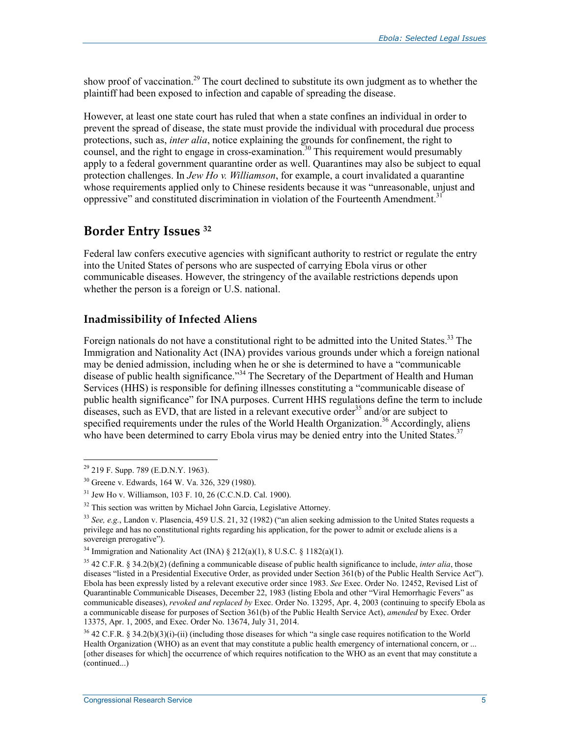show proof of vaccination.[29] The court declined to substitute its own judgment as to whether the plaintiff had been exposed to infection and capable of spreading the disease.

However, at least one state court has ruled that when a state confines an individual in order to prevent the spread of disease, the state must provide the individual with procedural due process protections, such as, *inter alia*, notice explaining the grounds for confinement, the right to counsel, and the right to engage in cross-examination.[30] This requirement would presumably apply to a federal government quarantine order as well. Quarantines may also be subject to equal protection challenges. In *Jew Ho v. Williamson*, for example, a court invalidated a quarantine whose requirements applied only to Chinese residents because it was "unreasonable, unjust and oppressive" and constituted discrimination in violation of the Fourteenth Amendment.[31]

## Border Entry Issues [32]

Federal law confers executive agencies with significant authority to restrict or regulate the entry into the United States of persons who are suspected of carrying Ebola virus or other communicable diseases. However, the stringency of the available restrictions depends upon whether the person is a foreign or U.S. national.

### Inadmissibility of Infected Aliens

Foreign nationals do not have a constitutional right to be admitted into the United States.[33] The Immigration and Nationality Act (INA) provides various grounds under which a foreign national may be denied admission, including when he or she is determined to have a "communicable disease of public health significance."[34] The Secretary of the Department of Health and Human Services (HHS) is responsible for defining illnesses constituting a "communicable disease of public health significance" for INA purposes. Current HHS regulations define the term to include diseases, such as EVD, that are listed in a relevant executive order[35] and/or are subject to specified requirements under the rules of the World Health Organization.[36] Accordingly, aliens who have been determined to carry Ebola virus may be denied entry into the United States.[37]

---

[29] 219 F. Supp. 789 (E.D.N.Y. 1963).

[30] Greene v. Edwards, 164 W. Va. 326, 329 (1980).

[31] Jew Ho v. Williamson, 103 F. 10, 26 (C.C.N.D. Cal. 1900).

[32] This section was written by Michael John Garcia, Legislative Attorney.

[33] *See, e.g.*, Landon v. Plasencia, 459 U.S. 21, 32 (1982) ("an alien seeking admission to the United States requests a privilege and has no constitutional rights regarding his application, for the power to admit or exclude aliens is a sovereign prerogative").

[34] Immigration and Nationality Act (INA) § 212(a)(1), 8 U.S.C. § 1182(a)(1).

[35] 42 C.F.R. § 34.2(b)(2) (defining a communicable disease of public health significance to include, *inter alia*, those diseases "listed in a Presidential Executive Order, as provided under Section 361(b) of the Public Health Service Act"). Ebola has been expressly listed by a relevant executive order since 1983. *See* Exec. Order No. 12452, Revised List of Quarantinable Communicable Diseases, December 22, 1983 (listing Ebola and other "Viral Hemorrhagic Fevers" as communicable diseases), *revoked and replaced by* Exec. Order No. 13295, Apr. 4, 2003 (continuing to specify Ebola as a communicable disease for purposes of Section 361(b) of the Public Health Service Act), *amended* by Exec. Order 13375, Apr. 1, 2005, and Exec. Order No. 13674, July 31, 2014.

[36] 42 C.F.R. § 34.2(b)(3)(i)-(ii) (including those diseases for which "a single case requires notification to the World Health Organization (WHO) as an event that may constitute a public health emergency of international concern, or ... [other diseases for which] the occurrence of which requires notification to the WHO as an event that may constitute a (continued...)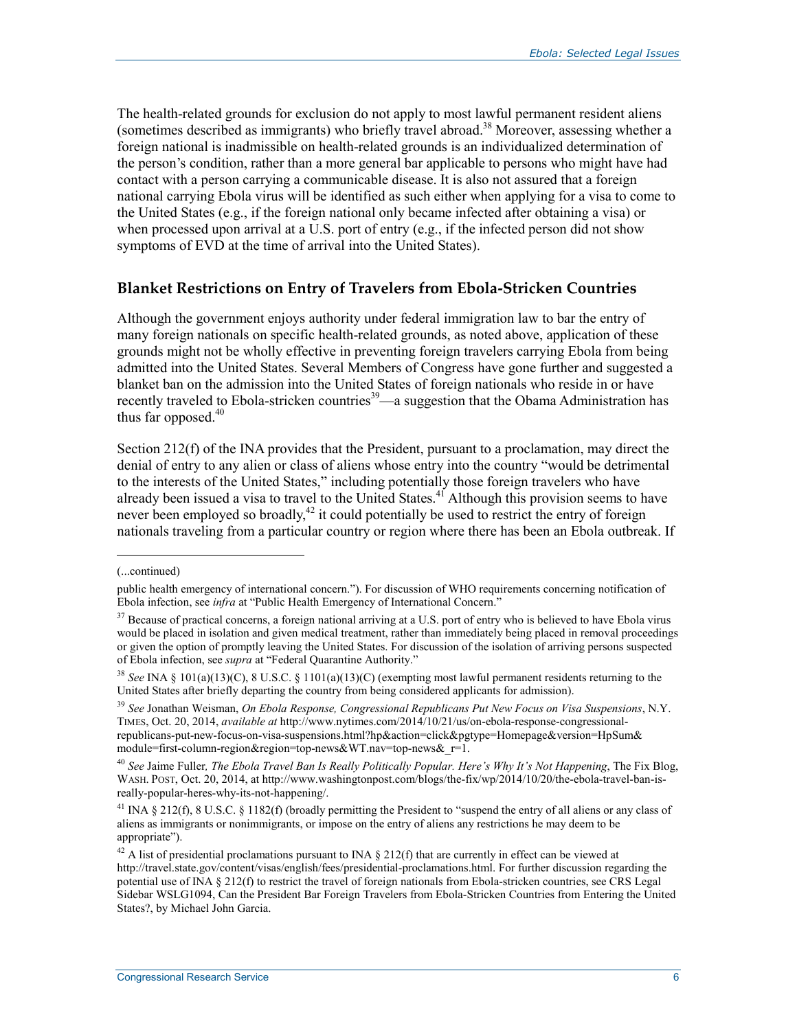The health-related grounds for exclusion do not apply to most lawful permanent resident aliens (sometimes described as immigrants) who briefly travel abroad.[38] Moreover, assessing whether a foreign national is inadmissible on health-related grounds is an individualized determination of the person's condition, rather than a more general bar applicable to persons who might have had contact with a person carrying a communicable disease. It is also not assured that a foreign national carrying Ebola virus will be identified as such either when applying for a visa to come to the United States (e.g., if the foreign national only became infected after obtaining a visa) or when processed upon arrival at a U.S. port of entry (e.g., if the infected person did not show symptoms of EVD at the time of arrival into the United States).

## Blanket Restrictions on Entry of Travelers from Ebola-Stricken Countries

Although the government enjoys authority under federal immigration law to bar the entry of many foreign nationals on specific health-related grounds, as noted above, application of these grounds might not be wholly effective in preventing foreign travelers carrying Ebola from being admitted into the United States. Several Members of Congress have gone further and suggested a blanket ban on the admission into the United States of foreign nationals who reside in or have recently traveled to Ebola-stricken countries[39]—a suggestion that the Obama Administration has thus far opposed.[40]

Section 212(f) of the INA provides that the President, pursuant to a proclamation, may direct the denial of entry to any alien or class of aliens whose entry into the country "would be detrimental to the interests of the United States," including potentially those foreign travelers who have already been issued a visa to travel to the United States.[41] Although this provision seems to have never been employed so broadly,[42] it could potentially be used to restrict the entry of foreign nationals traveling from a particular country or region where there has been an Ebola outbreak. If

---

(...continued)

public health emergency of international concern."). For discussion of WHO requirements concerning notification of Ebola infection, see *infra* at "Public Health Emergency of International Concern."

[37] Because of practical concerns, a foreign national arriving at a U.S. port of entry who is believed to have Ebola virus would be placed in isolation and given medical treatment, rather than immediately being placed in removal proceedings or given the option of promptly leaving the United States. For discussion of the isolation of arriving persons suspected of Ebola infection, see *supra* at "Federal Quarantine Authority."

[38] *See* INA § 101(a)(13)(C), 8 U.S.C. § 1101(a)(13)(C) (exempting most lawful permanent residents returning to the United States after briefly departing the country from being considered applicants for admission).

[39] *See* Jonathan Weisman, *On Ebola Response, Congressional Republicans Put New Focus on Visa Suspensions*, N.Y. TIMES, Oct. 20, 2014, *available at* http://www.nytimes.com/2014/10/21/us/on-ebola-response-congressional-republicans-put-new-focus-on-visa-suspensions.html?hp&action=click&pgtype=Homepage&version=HpSum&module=first-column-region&region=top-news&WT.nav=top-news&_r=1.

[40] *See* Jaime Fuller, *The Ebola Travel Ban Is Really Politically Popular. Here's Why It's Not Happening*, The Fix Blog, WASH. POST, Oct. 20, 2014, at http://www.washingtonpost.com/blogs/the-fix/wp/2014/10/20/the-ebola-travel-ban-is-really-popular-heres-why-its-not-happening/.

[41] INA § 212(f), 8 U.S.C. § 1182(f) (broadly permitting the President to "suspend the entry of all aliens or any class of aliens as immigrants or nonimmigrants, or impose on the entry of aliens any restrictions he may deem to be appropriate").

[42] A list of presidential proclamations pursuant to INA § 212(f) that are currently in effect can be viewed at http://travel.state.gov/content/visas/english/fees/presidential-proclamations.html. For further discussion regarding the potential use of INA § 212(f) to restrict the travel of foreign nationals from Ebola-stricken countries, see CRS Legal Sidebar WSLG1094, Can the President Bar Foreign Travelers from Ebola-Stricken Countries from Entering the United States?, by Michael John Garcia.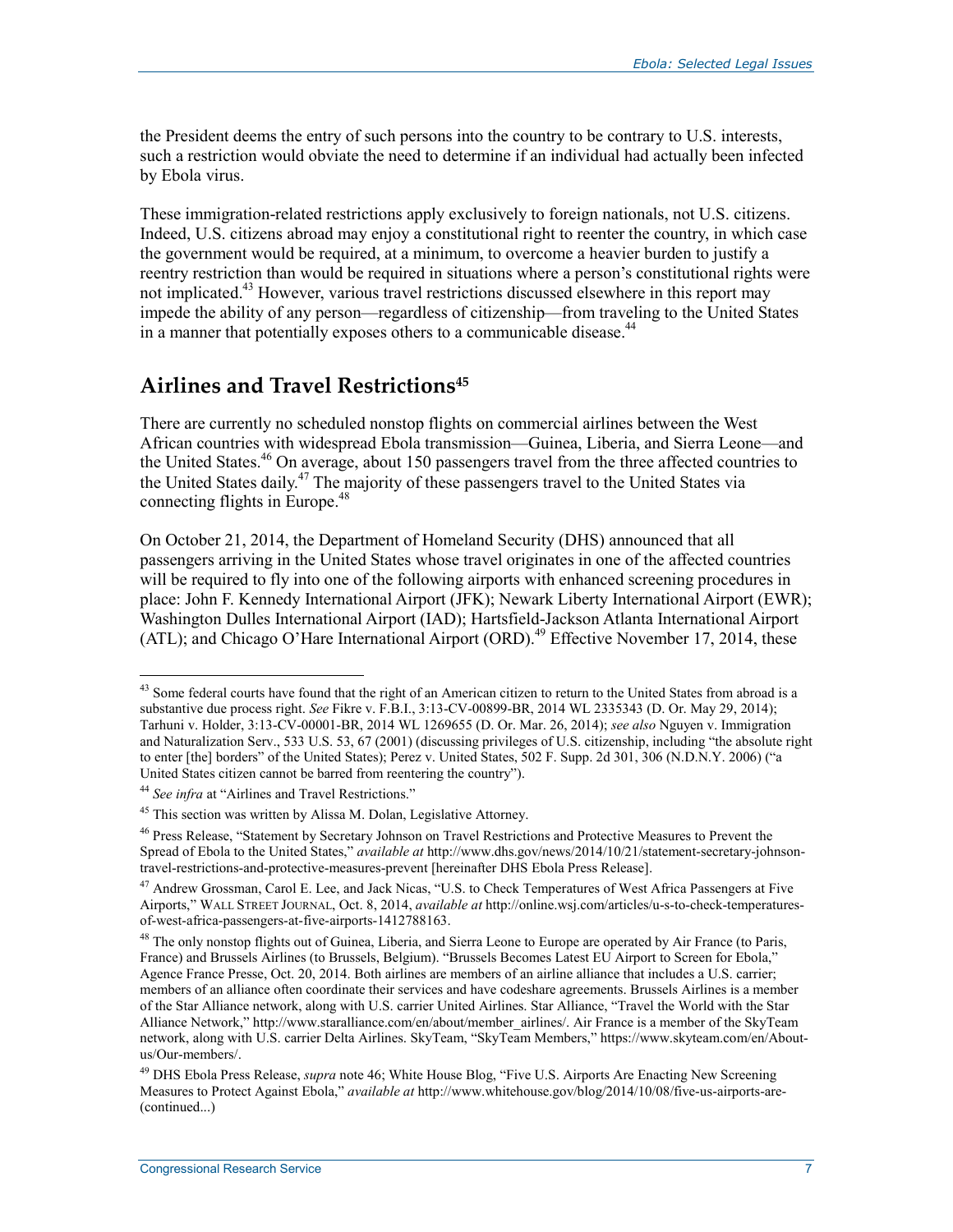the President deems the entry of such persons into the country to be contrary to U.S. interests, such a restriction would obviate the need to determine if an individual had actually been infected by Ebola virus.

These immigration-related restrictions apply exclusively to foreign nationals, not U.S. citizens. Indeed, U.S. citizens abroad may enjoy a constitutional right to reenter the country, in which case the government would be required, at a minimum, to overcome a heavier burden to justify a reentry restriction than would be required in situations where a person's constitutional rights were not implicated.[43] However, various travel restrictions discussed elsewhere in this report may impede the ability of any person—regardless of citizenship—from traveling to the United States in a manner that potentially exposes others to a communicable disease.[44]

## Airlines and Travel Restrictions[45]

There are currently no scheduled nonstop flights on commercial airlines between the West African countries with widespread Ebola transmission—Guinea, Liberia, and Sierra Leone—and the United States.[46] On average, about 150 passengers travel from the three affected countries to the United States daily.[47] The majority of these passengers travel to the United States via connecting flights in Europe.[48]

On October 21, 2014, the Department of Homeland Security (DHS) announced that all passengers arriving in the United States whose travel originates in one of the affected countries will be required to fly into one of the following airports with enhanced screening procedures in place: John F. Kennedy International Airport (JFK); Newark Liberty International Airport (EWR); Washington Dulles International Airport (IAD); Hartsfield-Jackson Atlanta International Airport (ATL); and Chicago O'Hare International Airport (ORD).[49] Effective November 17, 2014, these

---

[43] Some federal courts have found that the right of an American citizen to return to the United States from abroad is a substantive due process right. *See* Fikre v. F.B.I., 3:13-CV-00899-BR, 2014 WL 2335343 (D. Or. May 29, 2014); Tarhuni v. Holder, 3:13-CV-00001-BR, 2014 WL 1269655 (D. Or. Mar. 26, 2014); *see also* Nguyen v. Immigration and Naturalization Serv., 533 U.S. 53, 67 (2001) (discussing privileges of U.S. citizenship, including "the absolute right to enter [the] borders" of the United States); Perez v. United States, 502 F. Supp. 2d 301, 306 (N.D.N.Y. 2006) ("a United States citizen cannot be barred from reentering the country").

[44] *See infra* at "Airlines and Travel Restrictions."

[45] This section was written by Alissa M. Dolan, Legislative Attorney.

[46] Press Release, "Statement by Secretary Johnson on Travel Restrictions and Protective Measures to Prevent the Spread of Ebola to the United States," *available at* http://www.dhs.gov/news/2014/10/21/statement-secretary-johnson-travel-restrictions-and-protective-measures-prevent [hereinafter DHS Ebola Press Release].

[47] Andrew Grossman, Carol E. Lee, and Jack Nicas, "U.S. to Check Temperatures of West Africa Passengers at Five Airports," WALL STREET JOURNAL, Oct. 8, 2014, *available at* http://online.wsj.com/articles/u-s-to-check-temperatures-of-west-africa-passengers-at-five-airports-1412788163.

[48] The only nonstop flights out of Guinea, Liberia, and Sierra Leone to Europe are operated by Air France (to Paris, France) and Brussels Airlines (to Brussels, Belgium). "Brussels Becomes Latest EU Airport to Screen for Ebola," Agence France Presse, Oct. 20, 2014. Both airlines are members of an airline alliance that includes a U.S. carrier; members of an alliance often coordinate their services and have codeshare agreements. Brussels Airlines is a member of the Star Alliance network, along with U.S. carrier United Airlines. Star Alliance, "Travel the World with the Star Alliance Network," http://www.staralliance.com/en/about/member_airlines/. Air France is a member of the SkyTeam network, along with U.S. carrier Delta Airlines. SkyTeam, "SkyTeam Members," https://www.skyteam.com/en/About-us/Our-members/.

[49] DHS Ebola Press Release, *supra* note 46; White House Blog, "Five U.S. Airports Are Enacting New Screening Measures to Protect Against Ebola," *available at* http://www.whitehouse.gov/blog/2014/10/08/five-us-airports-are-(continued...)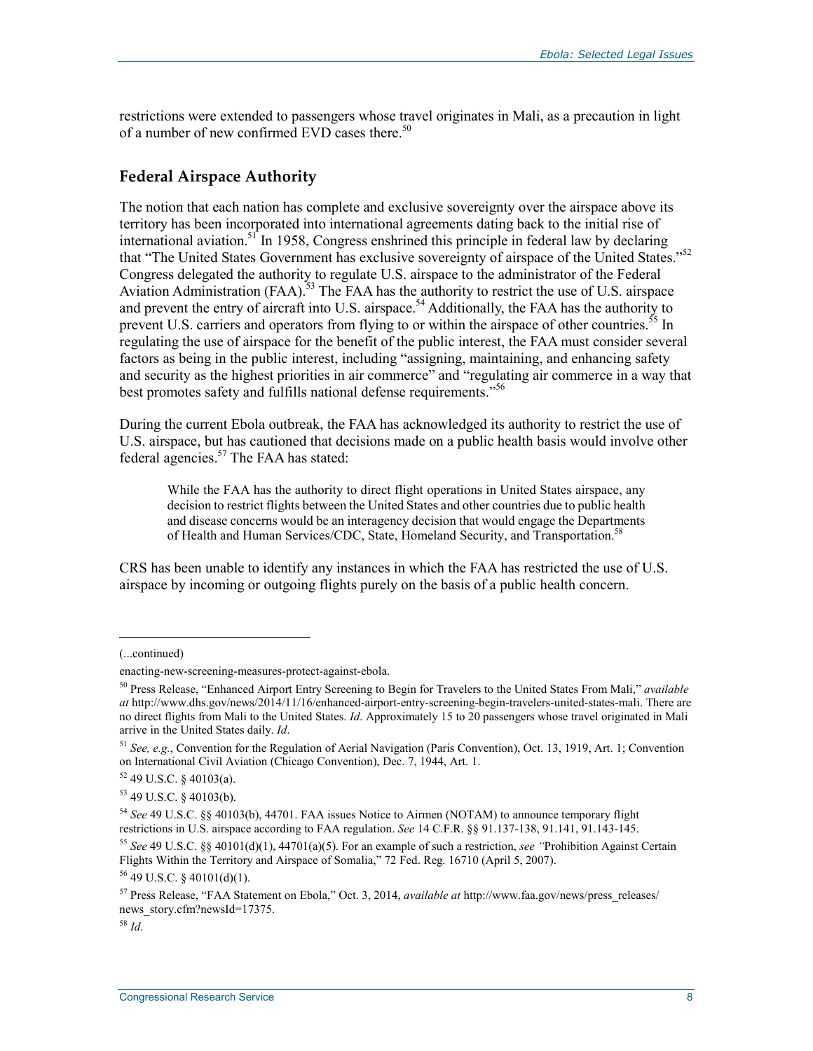restrictions were extended to passengers whose travel originates in Mali, as a precaution in light of a number of new confirmed EVD cases there.[50]

## Federal Airspace Authority

The notion that each nation has complete and exclusive sovereignty over the airspace above its territory has been incorporated into international agreements dating back to the initial rise of international aviation.[51] In 1958, Congress enshrined this principle in federal law by declaring that "The United States Government has exclusive sovereignty of airspace of the United States."[52] Congress delegated the authority to regulate U.S. airspace to the administrator of the Federal Aviation Administration (FAA).[53] The FAA has the authority to restrict the use of U.S. airspace and prevent the entry of aircraft into U.S. airspace.[54] Additionally, the FAA has the authority to prevent U.S. carriers and operators from flying to or within the airspace of other countries.[55] In regulating the use of airspace for the benefit of the public interest, the FAA must consider several factors as being in the public interest, including "assigning, maintaining, and enhancing safety and security as the highest priorities in air commerce" and "regulating air commerce in a way that best promotes safety and fulfills national defense requirements."[56]

During the current Ebola outbreak, the FAA has acknowledged its authority to restrict the use of U.S. airspace, but has cautioned that decisions made on a public health basis would involve other federal agencies.[57] The FAA has stated:

> While the FAA has the authority to direct flight operations in United States airspace, any decision to restrict flights between the United States and other countries due to public health and disease concerns would be an interagency decision that would engage the Departments of Health and Human Services/CDC, State, Homeland Security, and Transportation.[58]

CRS has been unable to identify any instances in which the FAA has restricted the use of U.S. airspace by incoming or outgoing flights purely on the basis of a public health concern.

---

(...continued)

enacting-new-screening-measures-protect-against-ebola.

[50] Press Release, "Enhanced Airport Entry Screening to Begin for Travelers to the United States From Mali," *available at* http://www.dhs.gov/news/2014/11/16/enhanced-airport-entry-screening-begin-travelers-united-states-mali. There are no direct flights from Mali to the United States. *Id*. Approximately 15 to 20 passengers whose travel originated in Mali arrive in the United States daily. *Id*.

[51] *See, e.g.*, Convention for the Regulation of Aerial Navigation (Paris Convention), Oct. 13, 1919, Art. 1; Convention on International Civil Aviation (Chicago Convention), Dec. 7, 1944, Art. 1.

[52] 49 U.S.C. § 40103(a).

[53] 49 U.S.C. § 40103(b).

[54] *See* 49 U.S.C. §§ 40103(b), 44701. FAA issues Notice to Airmen (NOTAM) to announce temporary flight restrictions in U.S. airspace according to FAA regulation. *See* 14 C.F.R. §§ 91.137-138, 91.141, 91.143-145.

[55] *See* 49 U.S.C. §§ 40101(d)(1), 44701(a)(5). For an example of such a restriction, *see* "Prohibition Against Certain Flights Within the Territory and Airspace of Somalia," 72 Fed. Reg. 16710 (April 5, 2007).

[56] 49 U.S.C. § 40101(d)(1).

[57] Press Release, "FAA Statement on Ebola," Oct. 3, 2014, *available at* http://www.faa.gov/news/press_releases/news_story.cfm?newsId=17375.

[58] *Id*.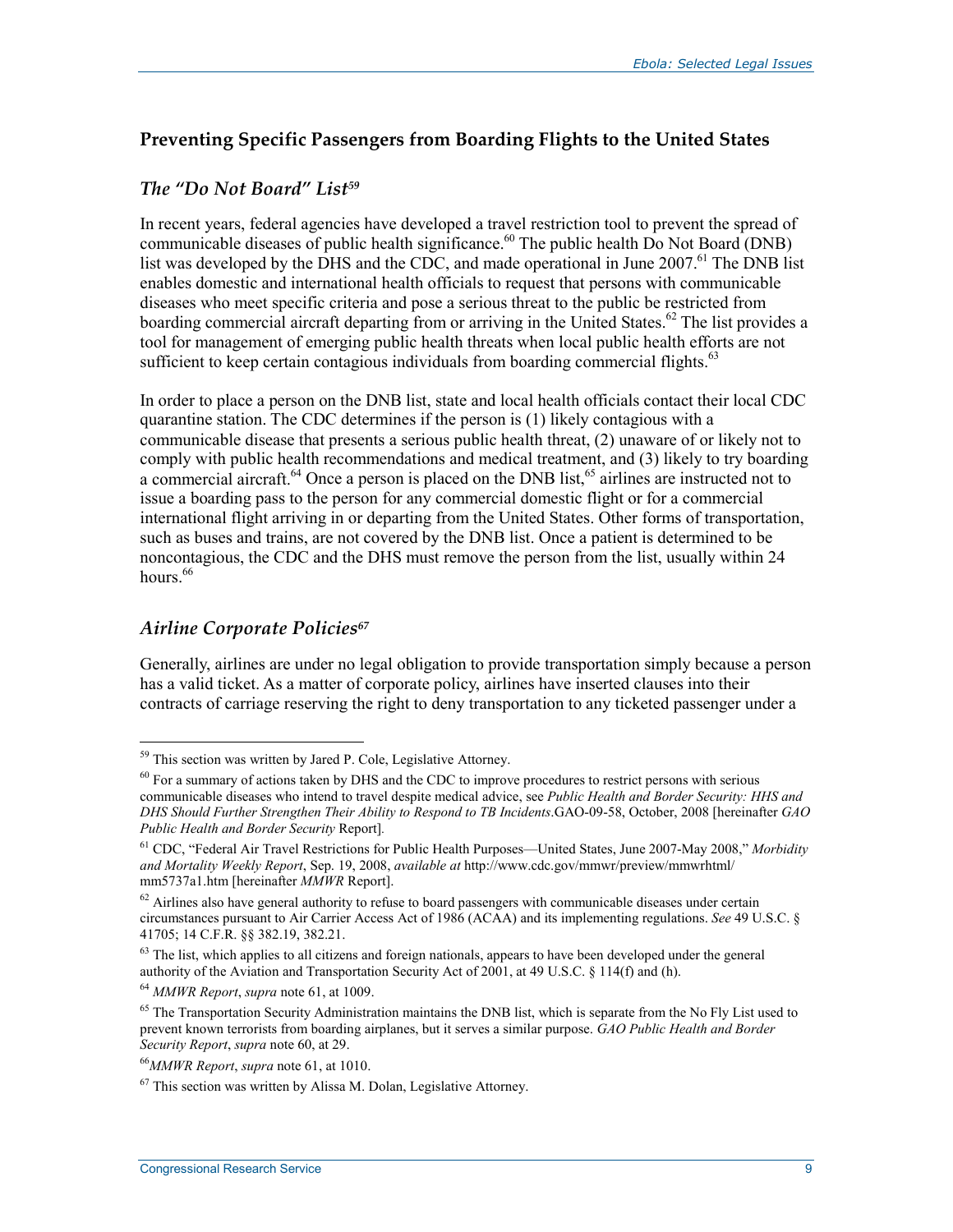## Preventing Specific Passengers from Boarding Flights to the United States

### *The "Do Not Board" List*[59]

In recent years, federal agencies have developed a travel restriction tool to prevent the spread of communicable diseases of public health significance.[60] The public health Do Not Board (DNB) list was developed by the DHS and the CDC, and made operational in June 2007.[61] The DNB list enables domestic and international health officials to request that persons with communicable diseases who meet specific criteria and pose a serious threat to the public be restricted from boarding commercial aircraft departing from or arriving in the United States.[62] The list provides a tool for management of emerging public health threats when local public health efforts are not sufficient to keep certain contagious individuals from boarding commercial flights.[63]

In order to place a person on the DNB list, state and local health officials contact their local CDC quarantine station. The CDC determines if the person is (1) likely contagious with a communicable disease that presents a serious public health threat, (2) unaware of or likely not to comply with public health recommendations and medical treatment, and (3) likely to try boarding a commercial aircraft.[64] Once a person is placed on the DNB list,[65] airlines are instructed not to issue a boarding pass to the person for any commercial domestic flight or for a commercial international flight arriving in or departing from the United States. Other forms of transportation, such as buses and trains, are not covered by the DNB list. Once a patient is determined to be noncontagious, the CDC and the DHS must remove the person from the list, usually within 24 hours.[66]

### *Airline Corporate Policies*[67]

Generally, airlines are under no legal obligation to provide transportation simply because a person has a valid ticket. As a matter of corporate policy, airlines have inserted clauses into their contracts of carriage reserving the right to deny transportation to any ticketed passenger under a

---

[59] This section was written by Jared P. Cole, Legislative Attorney.

[60] For a summary of actions taken by DHS and the CDC to improve procedures to restrict persons with serious communicable diseases who intend to travel despite medical advice, see *Public Health and Border Security: HHS and DHS Should Further Strengthen Their Ability to Respond to TB Incidents*.GAO-09-58, October, 2008 [hereinafter *GAO Public Health and Border Security* Report].

[61] CDC, "Federal Air Travel Restrictions for Public Health Purposes—United States, June 2007-May 2008," *Morbidity and Mortality Weekly Report*, Sep. 19, 2008, *available at* http://www.cdc.gov/mmwr/preview/mmwrhtml/mm5737a1.htm [hereinafter *MMWR* Report].

[62] Airlines also have general authority to refuse to board passengers with communicable diseases under certain circumstances pursuant to Air Carrier Access Act of 1986 (ACAA) and its implementing regulations. *See* 49 U.S.C. § 41705; 14 C.F.R. §§ 382.19, 382.21.

[63] The list, which applies to all citizens and foreign nationals, appears to have been developed under the general authority of the Aviation and Transportation Security Act of 2001, at 49 U.S.C. § 114(f) and (h).

[64] *MMWR Report*, *supra* note 61, at 1009.

[65] The Transportation Security Administration maintains the DNB list, which is separate from the No Fly List used to prevent known terrorists from boarding airplanes, but it serves a similar purpose. *GAO Public Health and Border Security Report*, *supra* note 60, at 29.

[66] *MMWR Report*, *supra* note 61, at 1010.

[67] This section was written by Alissa M. Dolan, Legislative Attorney.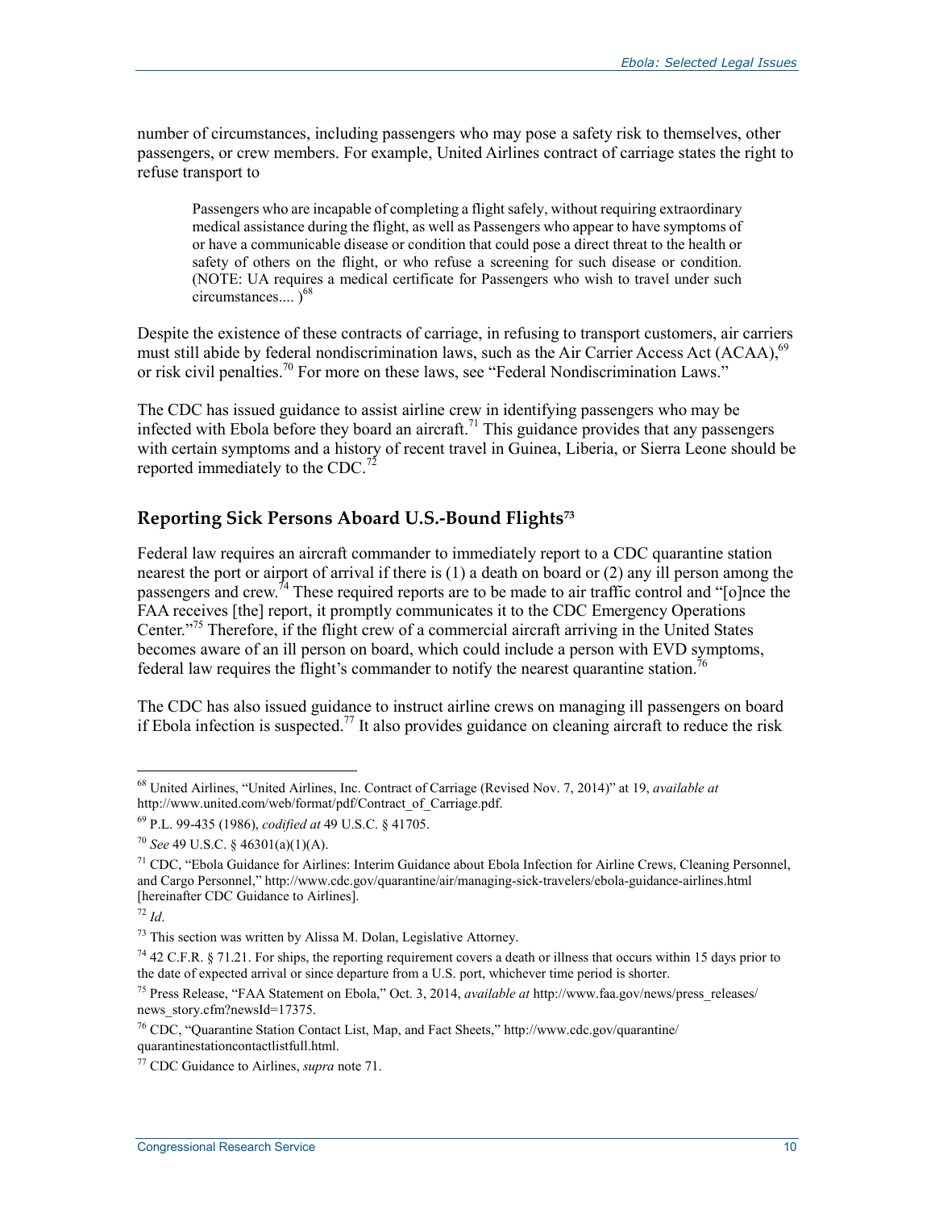number of circumstances, including passengers who may pose a safety risk to themselves, other passengers, or crew members. For example, United Airlines contract of carriage states the right to refuse transport to

> Passengers who are incapable of completing a flight safely, without requiring extraordinary medical assistance during the flight, as well as Passengers who appear to have symptoms of or have a communicable disease or condition that could pose a direct threat to the health or safety of others on the flight, or who refuse a screening for such disease or condition. (NOTE: UA requires a medical certificate for Passengers who wish to travel under such circumstances.... )[68]

Despite the existence of these contracts of carriage, in refusing to transport customers, air carriers must still abide by federal nondiscrimination laws, such as the Air Carrier Access Act (ACAA),[69] or risk civil penalties.[70] For more on these laws, see "Federal Nondiscrimination Laws."

The CDC has issued guidance to assist airline crew in identifying passengers who may be infected with Ebola before they board an aircraft.[71] This guidance provides that any passengers with certain symptoms and a history of recent travel in Guinea, Liberia, or Sierra Leone should be reported immediately to the CDC.[72]

## Reporting Sick Persons Aboard U.S.-Bound Flights[73]

Federal law requires an aircraft commander to immediately report to a CDC quarantine station nearest the port or airport of arrival if there is (1) a death on board or (2) any ill person among the passengers and crew.[74] These required reports are to be made to air traffic control and "[o]nce the FAA receives [the] report, it promptly communicates it to the CDC Emergency Operations Center."[75] Therefore, if the flight crew of a commercial aircraft arriving in the United States becomes aware of an ill person on board, which could include a person with EVD symptoms, federal law requires the flight's commander to notify the nearest quarantine station.[76]

The CDC has also issued guidance to instruct airline crews on managing ill passengers on board if Ebola infection is suspected.[77] It also provides guidance on cleaning aircraft to reduce the risk

---

[68] United Airlines, "United Airlines, Inc. Contract of Carriage (Revised Nov. 7, 2014)" at 19, *available at* http://www.united.com/web/format/pdf/Contract_of_Carriage.pdf.

[69] P.L. 99-435 (1986), *codified at* 49 U.S.C. § 41705.

[70] *See* 49 U.S.C. § 46301(a)(1)(A).

[71] CDC, "Ebola Guidance for Airlines: Interim Guidance about Ebola Infection for Airline Crews, Cleaning Personnel, and Cargo Personnel," http://www.cdc.gov/quarantine/air/managing-sick-travelers/ebola-guidance-airlines.html [hereinafter CDC Guidance to Airlines].

[72] *Id*.

[73] This section was written by Alissa M. Dolan, Legislative Attorney.

[74] 42 C.F.R. § 71.21. For ships, the reporting requirement covers a death or illness that occurs within 15 days prior to the date of expected arrival or since departure from a U.S. port, whichever time period is shorter.

[75] Press Release, "FAA Statement on Ebola," Oct. 3, 2014, *available at* http://www.faa.gov/news/press_releases/news_story.cfm?newsId=17375.

[76] CDC, "Quarantine Station Contact List, Map, and Fact Sheets," http://www.cdc.gov/quarantine/quarantinestationcontactlistfull.html.

[77] CDC Guidance to Airlines, *supra* note 71.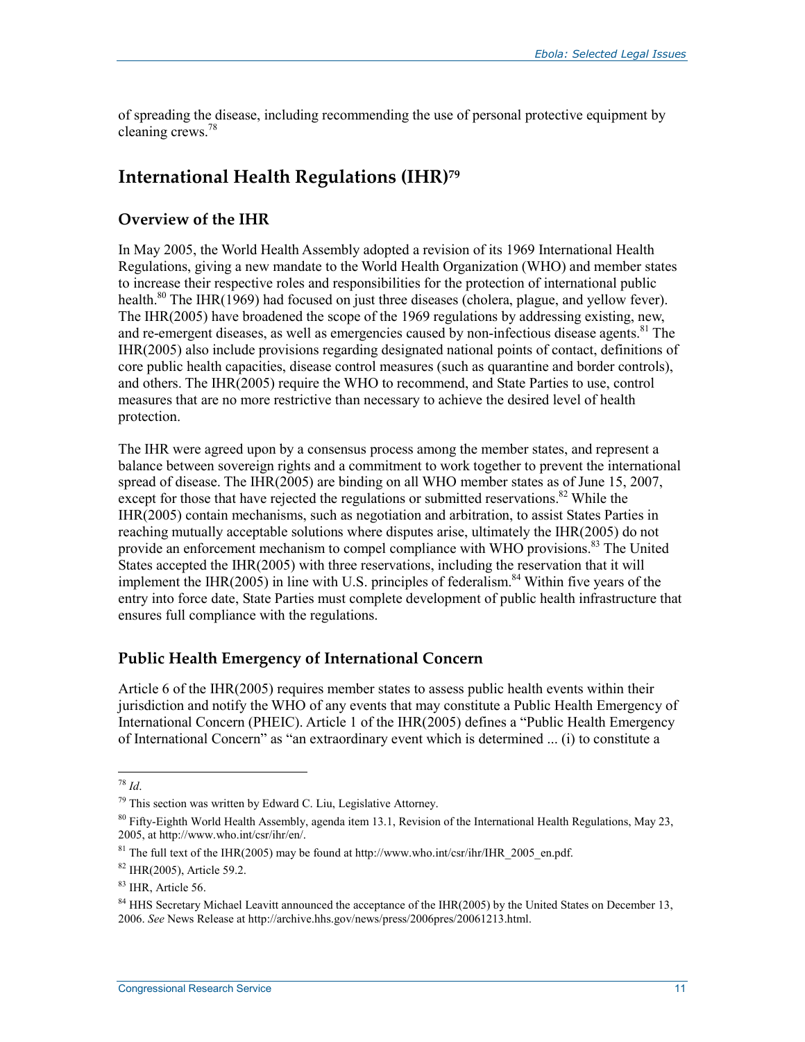of spreading the disease, including recommending the use of personal protective equipment by cleaning crews.[78]

## International Health Regulations (IHR)[79]

### Overview of the IHR

In May 2005, the World Health Assembly adopted a revision of its 1969 International Health Regulations, giving a new mandate to the World Health Organization (WHO) and member states to increase their respective roles and responsibilities for the protection of international public health.[80] The IHR(1969) had focused on just three diseases (cholera, plague, and yellow fever). The IHR(2005) have broadened the scope of the 1969 regulations by addressing existing, new, and re-emergent diseases, as well as emergencies caused by non-infectious disease agents.[81] The IHR(2005) also include provisions regarding designated national points of contact, definitions of core public health capacities, disease control measures (such as quarantine and border controls), and others. The IHR(2005) require the WHO to recommend, and State Parties to use, control measures that are no more restrictive than necessary to achieve the desired level of health protection.

The IHR were agreed upon by a consensus process among the member states, and represent a balance between sovereign rights and a commitment to work together to prevent the international spread of disease. The IHR(2005) are binding on all WHO member states as of June 15, 2007, except for those that have rejected the regulations or submitted reservations.[82] While the IHR(2005) contain mechanisms, such as negotiation and arbitration, to assist States Parties in reaching mutually acceptable solutions where disputes arise, ultimately the IHR(2005) do not provide an enforcement mechanism to compel compliance with WHO provisions.[83] The United States accepted the IHR(2005) with three reservations, including the reservation that it will implement the IHR(2005) in line with U.S. principles of federalism.[84] Within five years of the entry into force date, State Parties must complete development of public health infrastructure that ensures full compliance with the regulations.

### Public Health Emergency of International Concern

Article 6 of the IHR(2005) requires member states to assess public health events within their jurisdiction and notify the WHO of any events that may constitute a Public Health Emergency of International Concern (PHEIC). Article 1 of the IHR(2005) defines a "Public Health Emergency of International Concern" as "an extraordinary event which is determined ... (i) to constitute a

---

[78] *Id*.

[79] This section was written by Edward C. Liu, Legislative Attorney.

[80] Fifty-Eighth World Health Assembly, agenda item 13.1, Revision of the International Health Regulations, May 23, 2005, at http://www.who.int/csr/ihr/en/.

[81] The full text of the IHR(2005) may be found at http://www.who.int/csr/ihr/IHR_2005_en.pdf.

[82] IHR(2005), Article 59.2.

[83] IHR, Article 56.

[84] HHS Secretary Michael Leavitt announced the acceptance of the IHR(2005) by the United States on December 13, 2006. *See* News Release at http://archive.hhs.gov/news/press/2006pres/20061213.html.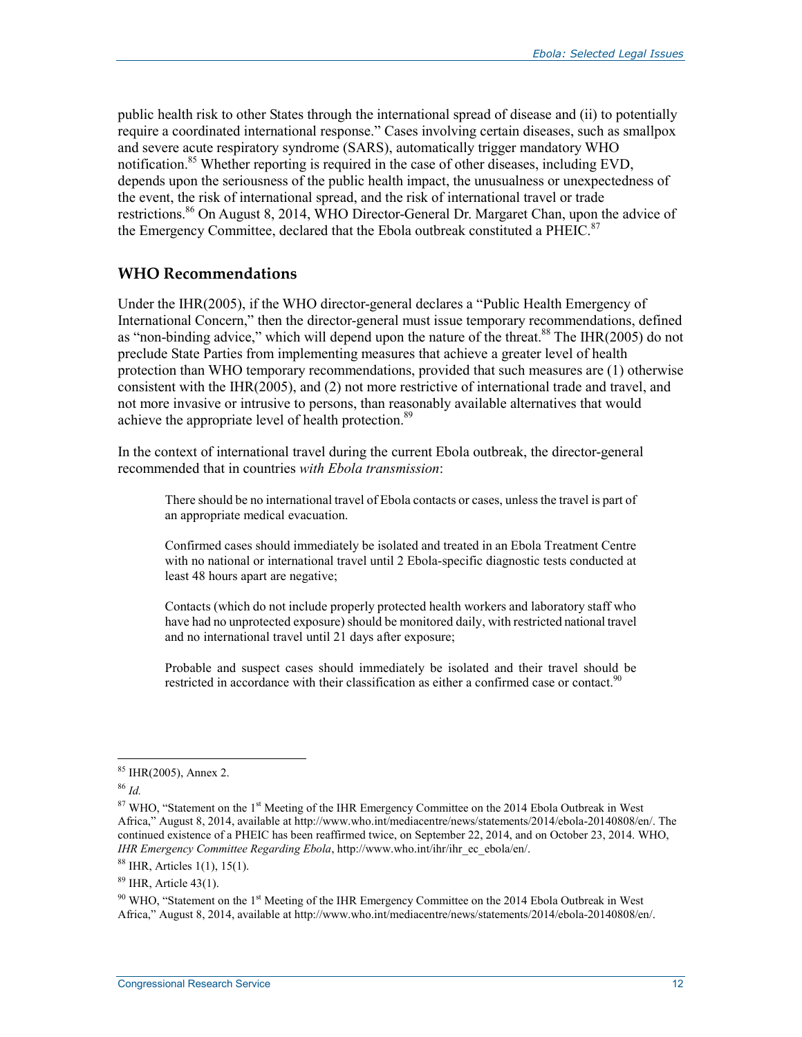public health risk to other States through the international spread of disease and (ii) to potentially require a coordinated international response." Cases involving certain diseases, such as smallpox and severe acute respiratory syndrome (SARS), automatically trigger mandatory WHO notification.[85] Whether reporting is required in the case of other diseases, including EVD, depends upon the seriousness of the public health impact, the unusualness or unexpectedness of the event, the risk of international spread, and the risk of international travel or trade restrictions.[86] On August 8, 2014, WHO Director-General Dr. Margaret Chan, upon the advice of the Emergency Committee, declared that the Ebola outbreak constituted a PHEIC.[87]

## WHO Recommendations

Under the IHR(2005), if the WHO director-general declares a "Public Health Emergency of International Concern," then the director-general must issue temporary recommendations, defined as "non-binding advice," which will depend upon the nature of the threat.[88] The IHR(2005) do not preclude State Parties from implementing measures that achieve a greater level of health protection than WHO temporary recommendations, provided that such measures are (1) otherwise consistent with the IHR(2005), and (2) not more restrictive of international trade and travel, and not more invasive or intrusive to persons, than reasonably available alternatives that would achieve the appropriate level of health protection.[89]

In the context of international travel during the current Ebola outbreak, the director-general recommended that in countries *with Ebola transmission*:

> There should be no international travel of Ebola contacts or cases, unless the travel is part of an appropriate medical evacuation.
>
> Confirmed cases should immediately be isolated and treated in an Ebola Treatment Centre with no national or international travel until 2 Ebola-specific diagnostic tests conducted at least 48 hours apart are negative;
>
> Contacts (which do not include properly protected health workers and laboratory staff who have had no unprotected exposure) should be monitored daily, with restricted national travel and no international travel until 21 days after exposure;
>
> Probable and suspect cases should immediately be isolated and their travel should be restricted in accordance with their classification as either a confirmed case or contact.[90]

---

[85] IHR(2005), Annex 2.

[86] *Id.*

[87] WHO, "Statement on the 1st Meeting of the IHR Emergency Committee on the 2014 Ebola Outbreak in West Africa," August 8, 2014, available at http://www.who.int/mediacentre/news/statements/2014/ebola-20140808/en/. The continued existence of a PHEIC has been reaffirmed twice, on September 22, 2014, and on October 23, 2014. WHO, *IHR Emergency Committee Regarding Ebola*, http://www.who.int/ihr/ihr_ec_ebola/en/.

[88] IHR, Articles 1(1), 15(1).

[89] IHR, Article 43(1).

[90] WHO, "Statement on the 1st Meeting of the IHR Emergency Committee on the 2014 Ebola Outbreak in West Africa," August 8, 2014, available at http://www.who.int/mediacentre/news/statements/2014/ebola-20140808/en/.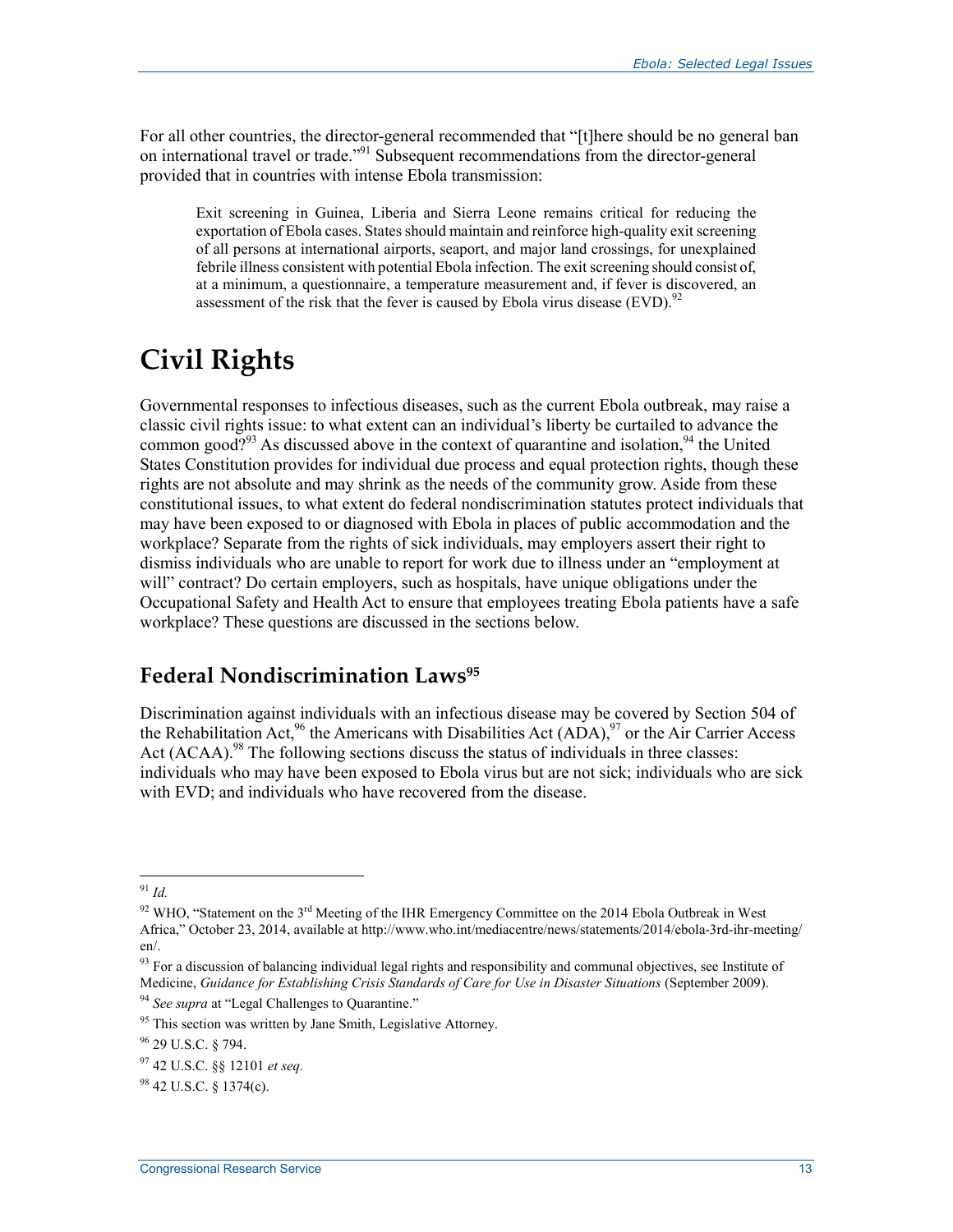For all other countries, the director-general recommended that "[t]here should be no general ban on international travel or trade."[91] Subsequent recommendations from the director-general provided that in countries with intense Ebola transmission:

> Exit screening in Guinea, Liberia and Sierra Leone remains critical for reducing the exportation of Ebola cases. States should maintain and reinforce high-quality exit screening of all persons at international airports, seaport, and major land crossings, for unexplained febrile illness consistent with potential Ebola infection. The exit screening should consist of, at a minimum, a questionnaire, a temperature measurement and, if fever is discovered, an assessment of the risk that the fever is caused by Ebola virus disease (EVD).[92]

# Civil Rights

Governmental responses to infectious diseases, such as the current Ebola outbreak, may raise a classic civil rights issue: to what extent can an individual's liberty be curtailed to advance the common good?[93] As discussed above in the context of quarantine and isolation,[94] the United States Constitution provides for individual due process and equal protection rights, though these rights are not absolute and may shrink as the needs of the community grow. Aside from these constitutional issues, to what extent do federal nondiscrimination statutes protect individuals that may have been exposed to or diagnosed with Ebola in places of public accommodation and the workplace? Separate from the rights of sick individuals, may employers assert their right to dismiss individuals who are unable to report for work due to illness under an "employment at will" contract? Do certain employers, such as hospitals, have unique obligations under the Occupational Safety and Health Act to ensure that employees treating Ebola patients have a safe workplace? These questions are discussed in the sections below.

## Federal Nondiscrimination Laws[95]

Discrimination against individuals with an infectious disease may be covered by Section 504 of the Rehabilitation Act,[96] the Americans with Disabilities Act (ADA),[97] or the Air Carrier Access Act (ACAA).[98] The following sections discuss the status of individuals in three classes: individuals who may have been exposed to Ebola virus but are not sick; individuals who are sick with EVD; and individuals who have recovered from the disease.

---

[91] *Id.*

[92] WHO, "Statement on the 3rd Meeting of the IHR Emergency Committee on the 2014 Ebola Outbreak in West Africa," October 23, 2014, available at http://www.who.int/mediacentre/news/statements/2014/ebola-3rd-ihr-meeting/en/.

[93] For a discussion of balancing individual legal rights and responsibility and communal objectives, see Institute of Medicine, *Guidance for Establishing Crisis Standards of Care for Use in Disaster Situations* (September 2009).

[94] *See supra* at "Legal Challenges to Quarantine."

[95] This section was written by Jane Smith, Legislative Attorney.

[96] 29 U.S.C. § 794.

[97] 42 U.S.C. §§ 12101 *et seq.*

[98] 42 U.S.C. § 1374(c).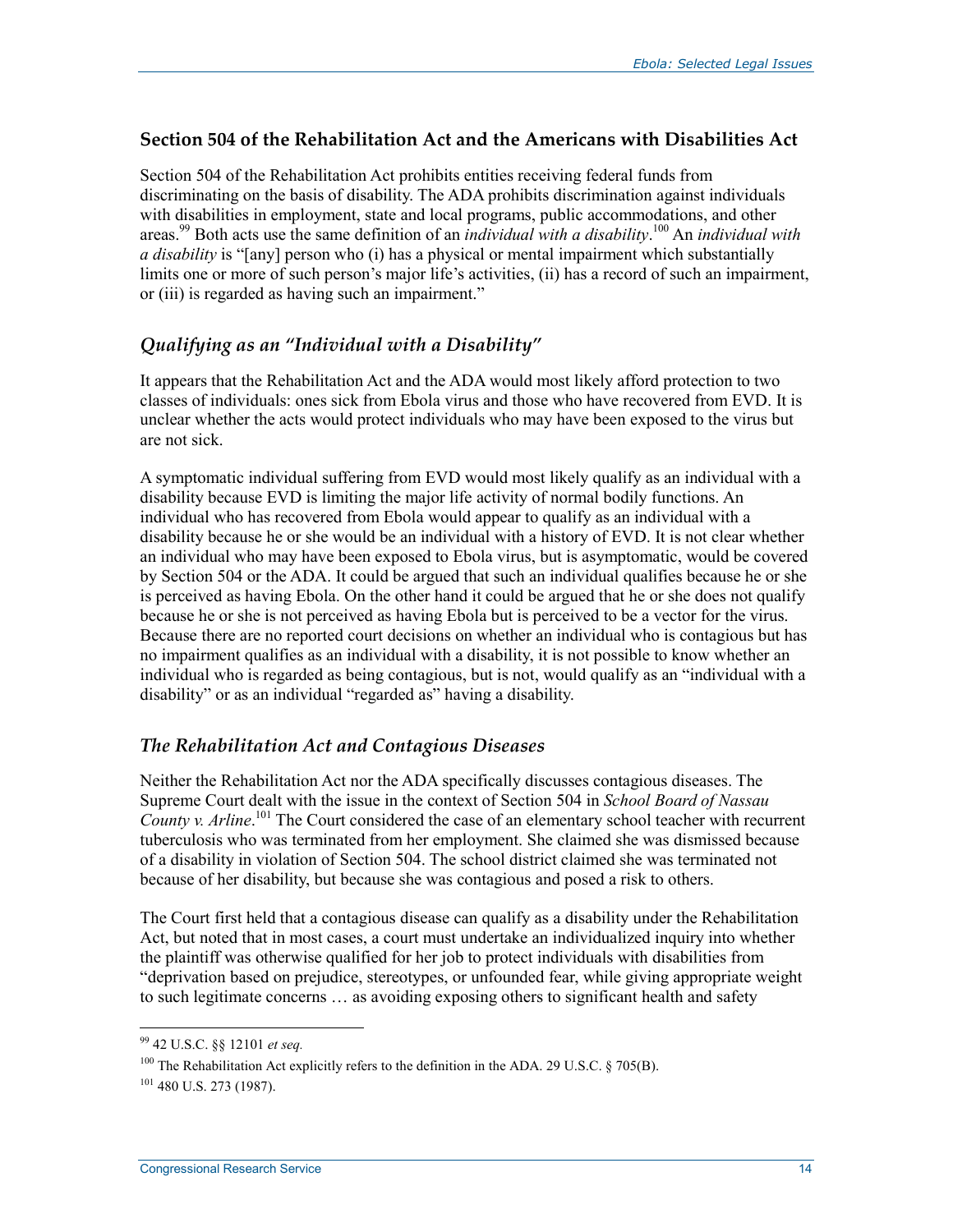### Section 504 of the Rehabilitation Act and the Americans with Disabilities Act

Section 504 of the Rehabilitation Act prohibits entities receiving federal funds from discriminating on the basis of disability. The ADA prohibits discrimination against individuals with disabilities in employment, state and local programs, public accommodations, and other areas.[99] Both acts use the same definition of an *individual with a disability*.[100] An *individual with a disability* is "[any] person who (i) has a physical or mental impairment which substantially limits one or more of such person's major life's activities, (ii) has a record of such an impairment, or (iii) is regarded as having such an impairment."

#### *Qualifying as an "Individual with a Disability"*

It appears that the Rehabilitation Act and the ADA would most likely afford protection to two classes of individuals: ones sick from Ebola virus and those who have recovered from EVD. It is unclear whether the acts would protect individuals who may have been exposed to the virus but are not sick.

A symptomatic individual suffering from EVD would most likely qualify as an individual with a disability because EVD is limiting the major life activity of normal bodily functions. An individual who has recovered from Ebola would appear to qualify as an individual with a disability because he or she would be an individual with a history of EVD. It is not clear whether an individual who may have been exposed to Ebola virus, but is asymptomatic, would be covered by Section 504 or the ADA. It could be argued that such an individual qualifies because he or she is perceived as having Ebola. On the other hand it could be argued that he or she does not qualify because he or she is not perceived as having Ebola but is perceived to be a vector for the virus. Because there are no reported court decisions on whether an individual who is contagious but has no impairment qualifies as an individual with a disability, it is not possible to know whether an individual who is regarded as being contagious, but is not, would qualify as an "individual with a disability" or as an individual "regarded as" having a disability.

#### *The Rehabilitation Act and Contagious Diseases*

Neither the Rehabilitation Act nor the ADA specifically discusses contagious diseases. The Supreme Court dealt with the issue in the context of Section 504 in *School Board of Nassau County v. Arline*.[101] The Court considered the case of an elementary school teacher with recurrent tuberculosis who was terminated from her employment. She claimed she was dismissed because of a disability in violation of Section 504. The school district claimed she was terminated not because of her disability, but because she was contagious and posed a risk to others.

The Court first held that a contagious disease can qualify as a disability under the Rehabilitation Act, but noted that in most cases, a court must undertake an individualized inquiry into whether the plaintiff was otherwise qualified for her job to protect individuals with disabilities from "deprivation based on prejudice, stereotypes, or unfounded fear, while giving appropriate weight to such legitimate concerns … as avoiding exposing others to significant health and safety

---

[99] 42 U.S.C. §§ 12101 *et seq.*

[100] The Rehabilitation Act explicitly refers to the definition in the ADA. 29 U.S.C. § 705(B).

[101] 480 U.S. 273 (1987).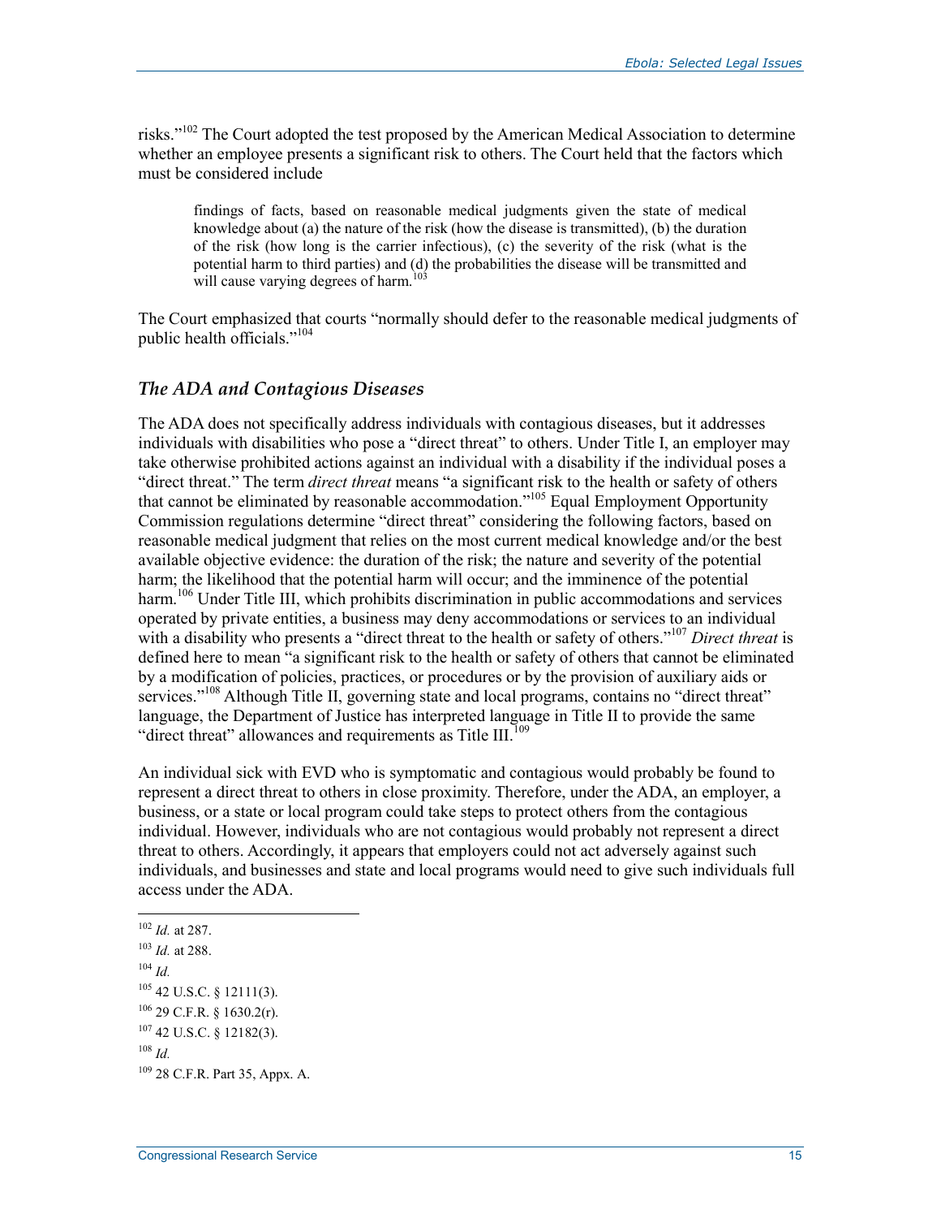risks."[102] The Court adopted the test proposed by the American Medical Association to determine whether an employee presents a significant risk to others. The Court held that the factors which must be considered include

> findings of facts, based on reasonable medical judgments given the state of medical knowledge about (a) the nature of the risk (how the disease is transmitted), (b) the duration of the risk (how long is the carrier infectious), (c) the severity of the risk (what is the potential harm to third parties) and (d) the probabilities the disease will be transmitted and will cause varying degrees of harm.[103]

The Court emphasized that courts "normally should defer to the reasonable medical judgments of public health officials."[104]

### *The ADA and Contagious Diseases*

The ADA does not specifically address individuals with contagious diseases, but it addresses individuals with disabilities who pose a "direct threat" to others. Under Title I, an employer may take otherwise prohibited actions against an individual with a disability if the individual poses a "direct threat." The term *direct threat* means "a significant risk to the health or safety of others that cannot be eliminated by reasonable accommodation."[105] Equal Employment Opportunity Commission regulations determine "direct threat" considering the following factors, based on reasonable medical judgment that relies on the most current medical knowledge and/or the best available objective evidence: the duration of the risk; the nature and severity of the potential harm; the likelihood that the potential harm will occur; and the imminence of the potential harm.[106] Under Title III, which prohibits discrimination in public accommodations and services operated by private entities, a business may deny accommodations or services to an individual with a disability who presents a "direct threat to the health or safety of others."[107] *Direct threat* is defined here to mean "a significant risk to the health or safety of others that cannot be eliminated by a modification of policies, practices, or procedures or by the provision of auxiliary aids or services."[108] Although Title II, governing state and local programs, contains no "direct threat" language, the Department of Justice has interpreted language in Title II to provide the same "direct threat" allowances and requirements as Title III.[109]

An individual sick with EVD who is symptomatic and contagious would probably be found to represent a direct threat to others in close proximity. Therefore, under the ADA, an employer, a business, or a state or local program could take steps to protect others from the contagious individual. However, individuals who are not contagious would probably not represent a direct threat to others. Accordingly, it appears that employers could not act adversely against such individuals, and businesses and state and local programs would need to give such individuals full access under the ADA.

---

[102] *Id.* at 287.

[103] *Id.* at 288.

[104] *Id.*

[105] 42 U.S.C. § 12111(3).

[106] 29 C.F.R. § 1630.2(r).

[107] 42 U.S.C. § 12182(3).

[108] *Id.*

[109] 28 C.F.R. Part 35, Appx. A.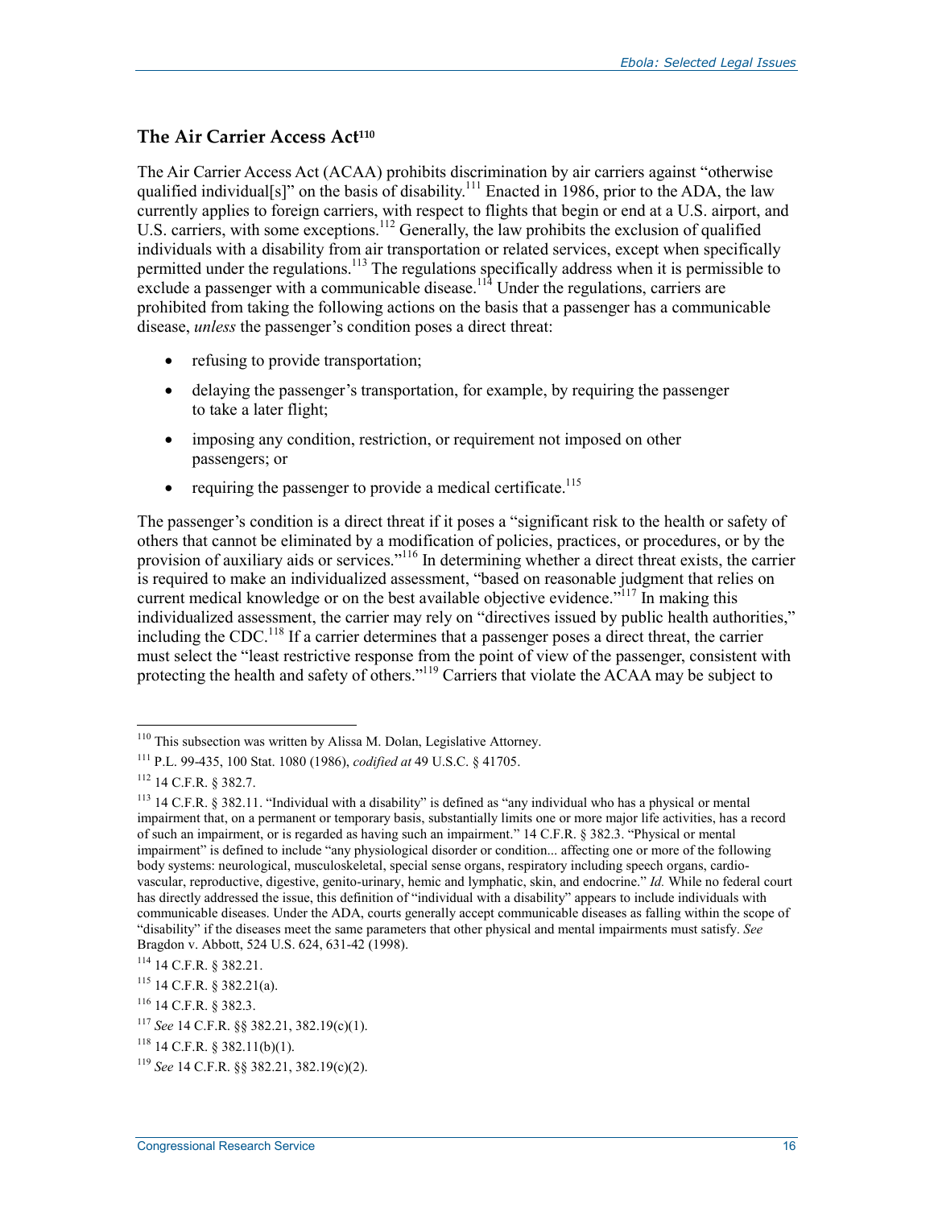### The Air Carrier Access Act[110]

The Air Carrier Access Act (ACAA) prohibits discrimination by air carriers against "otherwise qualified individual[s]" on the basis of disability.[111] Enacted in 1986, prior to the ADA, the law currently applies to foreign carriers, with respect to flights that begin or end at a U.S. airport, and U.S. carriers, with some exceptions.[112] Generally, the law prohibits the exclusion of qualified individuals with a disability from air transportation or related services, except when specifically permitted under the regulations.[113] The regulations specifically address when it is permissible to exclude a passenger with a communicable disease.[114] Under the regulations, carriers are prohibited from taking the following actions on the basis that a passenger has a communicable disease, *unless* the passenger's condition poses a direct threat:

- refusing to provide transportation;
- delaying the passenger's transportation, for example, by requiring the passenger to take a later flight;
- imposing any condition, restriction, or requirement not imposed on other passengers; or
- requiring the passenger to provide a medical certificate.[115]

The passenger's condition is a direct threat if it poses a "significant risk to the health or safety of others that cannot be eliminated by a modification of policies, practices, or procedures, or by the provision of auxiliary aids or services."[116] In determining whether a direct threat exists, the carrier is required to make an individualized assessment, "based on reasonable judgment that relies on current medical knowledge or on the best available objective evidence."[117] In making this individualized assessment, the carrier may rely on "directives issued by public health authorities," including the CDC.[118] If a carrier determines that a passenger poses a direct threat, the carrier must select the "least restrictive response from the point of view of the passenger, consistent with protecting the health and safety of others."[119] Carriers that violate the ACAA may be subject to

---

[110] This subsection was written by Alissa M. Dolan, Legislative Attorney.

[111] P.L. 99-435, 100 Stat. 1080 (1986), *codified at* 49 U.S.C. § 41705.

[112] 14 C.F.R. § 382.7.

[113] 14 C.F.R. § 382.11. "Individual with a disability" is defined as "any individual who has a physical or mental impairment that, on a permanent or temporary basis, substantially limits one or more major life activities, has a record of such an impairment, or is regarded as having such an impairment." 14 C.F.R. § 382.3. "Physical or mental impairment" is defined to include "any physiological disorder or condition... affecting one or more of the following body systems: neurological, musculoskeletal, special sense organs, respiratory including speech organs, cardio-vascular, reproductive, digestive, genito-urinary, hemic and lymphatic, skin, and endocrine." *Id.* While no federal court has directly addressed the issue, this definition of "individual with a disability" appears to include individuals with communicable diseases. Under the ADA, courts generally accept communicable diseases as falling within the scope of "disability" if the diseases meet the same parameters that other physical and mental impairments must satisfy. *See* Bragdon v. Abbott, 524 U.S. 624, 631-42 (1998).

[114] 14 C.F.R. § 382.21.

[115] 14 C.F.R. § 382.21(a).

[116] 14 C.F.R. § 382.3.

[117] *See* 14 C.F.R. §§ 382.21, 382.19(c)(1).

[118] 14 C.F.R. § 382.11(b)(1).

[119] *See* 14 C.F.R. §§ 382.21, 382.19(c)(2).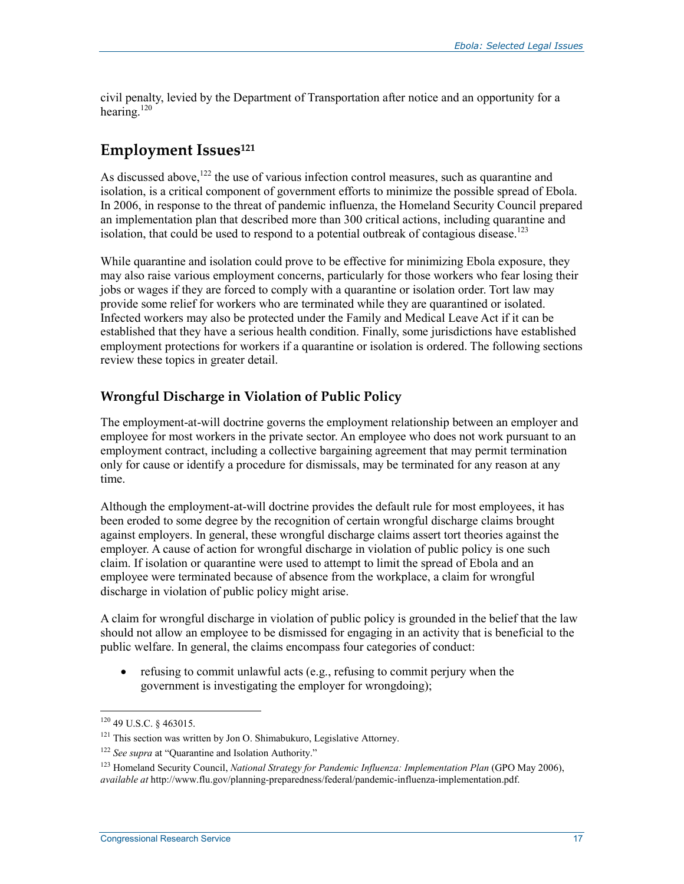civil penalty, levied by the Department of Transportation after notice and an opportunity for a hearing.[120]

## Employment Issues[121]

As discussed above,[122] the use of various infection control measures, such as quarantine and isolation, is a critical component of government efforts to minimize the possible spread of Ebola. In 2006, in response to the threat of pandemic influenza, the Homeland Security Council prepared an implementation plan that described more than 300 critical actions, including quarantine and isolation, that could be used to respond to a potential outbreak of contagious disease.[123]

While quarantine and isolation could prove to be effective for minimizing Ebola exposure, they may also raise various employment concerns, particularly for those workers who fear losing their jobs or wages if they are forced to comply with a quarantine or isolation order. Tort law may provide some relief for workers who are terminated while they are quarantined or isolated. Infected workers may also be protected under the Family and Medical Leave Act if it can be established that they have a serious health condition. Finally, some jurisdictions have established employment protections for workers if a quarantine or isolation is ordered. The following sections review these topics in greater detail.

### Wrongful Discharge in Violation of Public Policy

The employment-at-will doctrine governs the employment relationship between an employer and employee for most workers in the private sector. An employee who does not work pursuant to an employment contract, including a collective bargaining agreement that may permit termination only for cause or identify a procedure for dismissals, may be terminated for any reason at any time.

Although the employment-at-will doctrine provides the default rule for most employees, it has been eroded to some degree by the recognition of certain wrongful discharge claims brought against employers. In general, these wrongful discharge claims assert tort theories against the employer. A cause of action for wrongful discharge in violation of public policy is one such claim. If isolation or quarantine were used to attempt to limit the spread of Ebola and an employee were terminated because of absence from the workplace, a claim for wrongful discharge in violation of public policy might arise.

A claim for wrongful discharge in violation of public policy is grounded in the belief that the law should not allow an employee to be dismissed for engaging in an activity that is beneficial to the public welfare. In general, the claims encompass four categories of conduct:

- refusing to commit unlawful acts (e.g., refusing to commit perjury when the government is investigating the employer for wrongdoing);

---

[120] 49 U.S.C. § 463015.

[121] This section was written by Jon O. Shimabukuro, Legislative Attorney.

[122] *See supra* at "Quarantine and Isolation Authority."

[123] Homeland Security Council, *National Strategy for Pandemic Influenza: Implementation Plan* (GPO May 2006), *available at* http://www.flu.gov/planning-preparedness/federal/pandemic-influenza-implementation.pdf.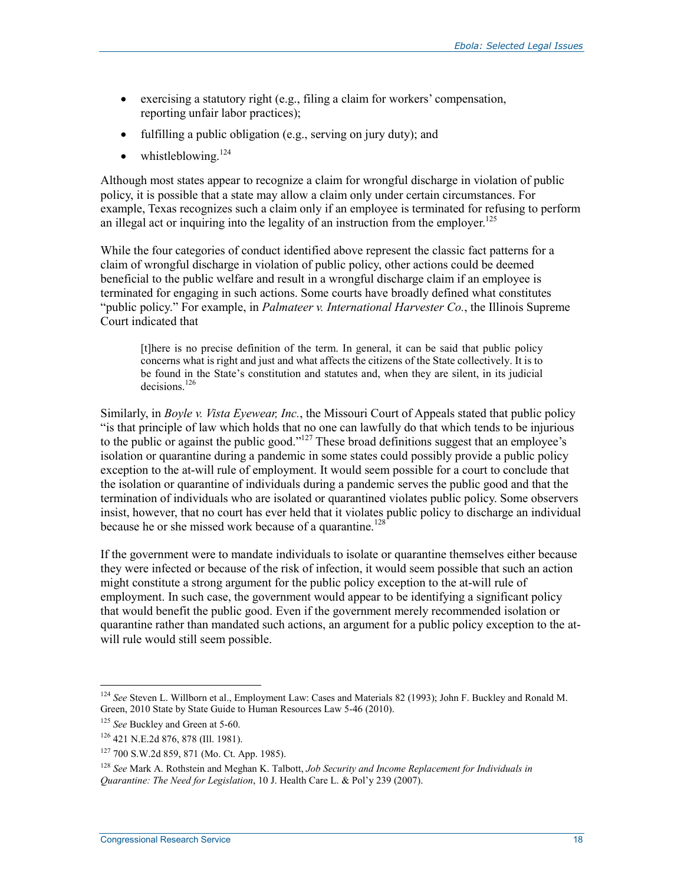- exercising a statutory right (e.g., filing a claim for workers' compensation, reporting unfair labor practices);
- fulfilling a public obligation (e.g., serving on jury duty); and
- whistleblowing.[124]

Although most states appear to recognize a claim for wrongful discharge in violation of public policy, it is possible that a state may allow a claim only under certain circumstances. For example, Texas recognizes such a claim only if an employee is terminated for refusing to perform an illegal act or inquiring into the legality of an instruction from the employer.[125]

While the four categories of conduct identified above represent the classic fact patterns for a claim of wrongful discharge in violation of public policy, other actions could be deemed beneficial to the public welfare and result in a wrongful discharge claim if an employee is terminated for engaging in such actions. Some courts have broadly defined what constitutes "public policy." For example, in *Palmateer v. International Harvester Co.*, the Illinois Supreme Court indicated that

> [t]here is no precise definition of the term. In general, it can be said that public policy concerns what is right and just and what affects the citizens of the State collectively. It is to be found in the State's constitution and statutes and, when they are silent, in its judicial decisions.[126]

Similarly, in *Boyle v. Vista Eyewear, Inc.*, the Missouri Court of Appeals stated that public policy "is that principle of law which holds that no one can lawfully do that which tends to be injurious to the public or against the public good."[127] These broad definitions suggest that an employee's isolation or quarantine during a pandemic in some states could possibly provide a public policy exception to the at-will rule of employment. It would seem possible for a court to conclude that the isolation or quarantine of individuals during a pandemic serves the public good and that the termination of individuals who are isolated or quarantined violates public policy. Some observers insist, however, that no court has ever held that it violates public policy to discharge an individual because he or she missed work because of a quarantine.[128]

If the government were to mandate individuals to isolate or quarantine themselves either because they were infected or because of the risk of infection, it would seem possible that such an action might constitute a strong argument for the public policy exception to the at-will rule of employment. In such case, the government would appear to be identifying a significant policy that would benefit the public good. Even if the government merely recommended isolation or quarantine rather than mandated such actions, an argument for a public policy exception to the at-will rule would still seem possible.

---

[124] *See* Steven L. Willborn et al., Employment Law: Cases and Materials 82 (1993); John F. Buckley and Ronald M. Green, 2010 State by State Guide to Human Resources Law 5-46 (2010).

[125] *See* Buckley and Green at 5-60.

[126] 421 N.E.2d 876, 878 (Ill. 1981).

[127] 700 S.W.2d 859, 871 (Mo. Ct. App. 1985).

[128] *See* Mark A. Rothstein and Meghan K. Talbott, *Job Security and Income Replacement for Individuals in Quarantine: The Need for Legislation*, 10 J. Health Care L. & Pol'y 239 (2007).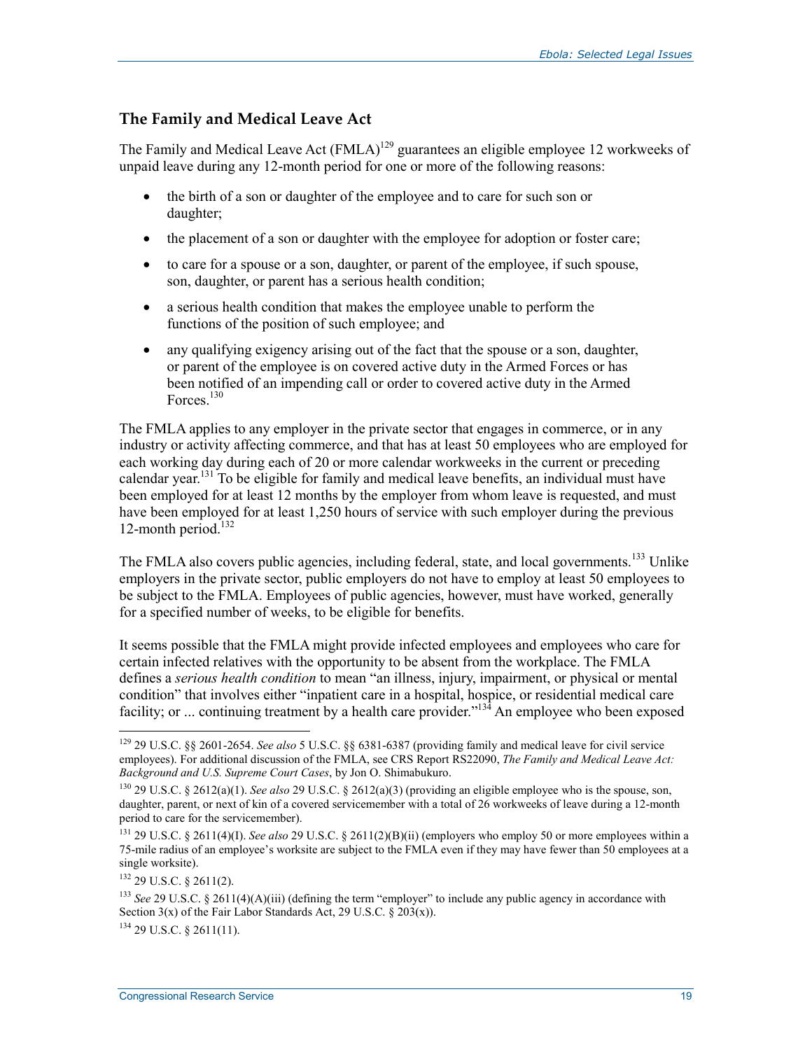## The Family and Medical Leave Act

The Family and Medical Leave Act (FMLA)[129] guarantees an eligible employee 12 workweeks of unpaid leave during any 12-month period for one or more of the following reasons:

- the birth of a son or daughter of the employee and to care for such son or daughter;
- the placement of a son or daughter with the employee for adoption or foster care;
- to care for a spouse or a son, daughter, or parent of the employee, if such spouse, son, daughter, or parent has a serious health condition;
- a serious health condition that makes the employee unable to perform the functions of the position of such employee; and
- any qualifying exigency arising out of the fact that the spouse or a son, daughter, or parent of the employee is on covered active duty in the Armed Forces or has been notified of an impending call or order to covered active duty in the Armed Forces.[130]

The FMLA applies to any employer in the private sector that engages in commerce, or in any industry or activity affecting commerce, and that has at least 50 employees who are employed for each working day during each of 20 or more calendar workweeks in the current or preceding calendar year.[131] To be eligible for family and medical leave benefits, an individual must have been employed for at least 12 months by the employer from whom leave is requested, and must have been employed for at least 1,250 hours of service with such employer during the previous 12-month period.[132]

The FMLA also covers public agencies, including federal, state, and local governments.[133] Unlike employers in the private sector, public employers do not have to employ at least 50 employees to be subject to the FMLA. Employees of public agencies, however, must have worked, generally for a specified number of weeks, to be eligible for benefits.

It seems possible that the FMLA might provide infected employees and employees who care for certain infected relatives with the opportunity to be absent from the workplace. The FMLA defines a *serious health condition* to mean "an illness, injury, impairment, or physical or mental condition" that involves either "inpatient care in a hospital, hospice, or residential medical care facility; or ... continuing treatment by a health care provider."[134] An employee who been exposed

---

[129] 29 U.S.C. §§ 2601-2654. *See also* 5 U.S.C. §§ 6381-6387 (providing family and medical leave for civil service employees). For additional discussion of the FMLA, see CRS Report RS22090, *The Family and Medical Leave Act: Background and U.S. Supreme Court Cases*, by Jon O. Shimabukuro.

[130] 29 U.S.C. § 2612(a)(1). *See also* 29 U.S.C. § 2612(a)(3) (providing an eligible employee who is the spouse, son, daughter, parent, or next of kin of a covered servicemember with a total of 26 workweeks of leave during a 12-month period to care for the servicemember).

[131] 29 U.S.C. § 2611(4)(I). *See also* 29 U.S.C. § 2611(2)(B)(ii) (employers who employ 50 or more employees within a 75-mile radius of an employee's worksite are subject to the FMLA even if they may have fewer than 50 employees at a single worksite).

[132] 29 U.S.C. § 2611(2).

[133] *See* 29 U.S.C. § 2611(4)(A)(iii) (defining the term "employer" to include any public agency in accordance with Section 3(x) of the Fair Labor Standards Act, 29 U.S.C. § 203(x)).

[134] 29 U.S.C. § 2611(11).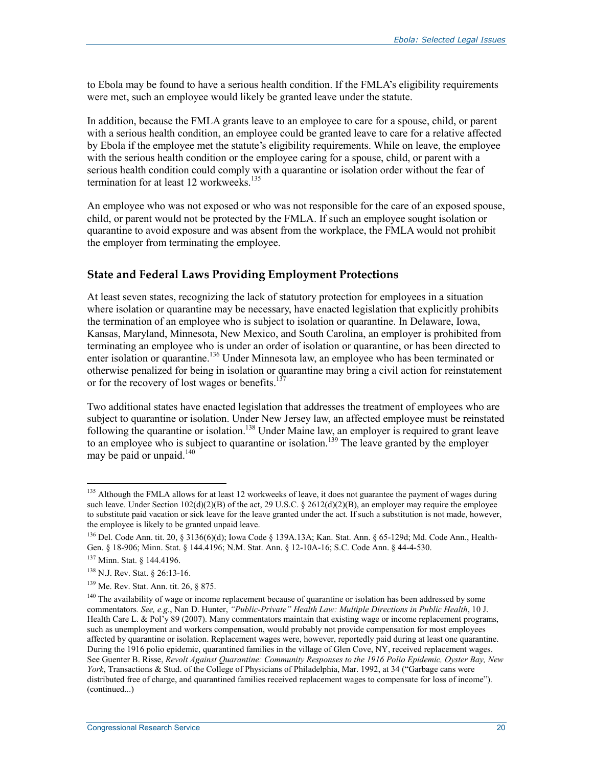to Ebola may be found to have a serious health condition. If the FMLA's eligibility requirements were met, such an employee would likely be granted leave under the statute.

In addition, because the FMLA grants leave to an employee to care for a spouse, child, or parent with a serious health condition, an employee could be granted leave to care for a relative affected by Ebola if the employee met the statute's eligibility requirements. While on leave, the employee with the serious health condition or the employee caring for a spouse, child, or parent with a serious health condition could comply with a quarantine or isolation order without the fear of termination for at least 12 workweeks.[135]

An employee who was not exposed or who was not responsible for the care of an exposed spouse, child, or parent would not be protected by the FMLA. If such an employee sought isolation or quarantine to avoid exposure and was absent from the workplace, the FMLA would not prohibit the employer from terminating the employee.

### State and Federal Laws Providing Employment Protections

At least seven states, recognizing the lack of statutory protection for employees in a situation where isolation or quarantine may be necessary, have enacted legislation that explicitly prohibits the termination of an employee who is subject to isolation or quarantine. In Delaware, Iowa, Kansas, Maryland, Minnesota, New Mexico, and South Carolina, an employer is prohibited from terminating an employee who is under an order of isolation or quarantine, or has been directed to enter isolation or quarantine.[136] Under Minnesota law, an employee who has been terminated or otherwise penalized for being in isolation or quarantine may bring a civil action for reinstatement or for the recovery of lost wages or benefits.[137]

Two additional states have enacted legislation that addresses the treatment of employees who are subject to quarantine or isolation. Under New Jersey law, an affected employee must be reinstated following the quarantine or isolation.[138] Under Maine law, an employer is required to grant leave to an employee who is subject to quarantine or isolation.[139] The leave granted by the employer may be paid or unpaid.[140]

---

[135] Although the FMLA allows for at least 12 workweeks of leave, it does not guarantee the payment of wages during such leave. Under Section 102(d)(2)(B) of the act, 29 U.S.C. § 2612(d)(2)(B), an employer may require the employee to substitute paid vacation or sick leave for the leave granted under the act. If such a substitution is not made, however, the employee is likely to be granted unpaid leave.

[136] Del. Code Ann. tit. 20, § 3136(6)(d); Iowa Code § 139A.13A; Kan. Stat. Ann. § 65-129d; Md. Code Ann., Health-Gen. § 18-906; Minn. Stat. § 144.4196; N.M. Stat. Ann. § 12-10A-16; S.C. Code Ann. § 44-4-530.

[137] Minn. Stat. § 144.4196.

[138] N.J. Rev. Stat. § 26:13-16.

[139] Me. Rev. Stat. Ann. tit. 26, § 875.

[140] The availability of wage or income replacement because of quarantine or isolation has been addressed by some commentators. *See, e.g.*, Nan D. Hunter, *"Public-Private" Health Law: Multiple Directions in Public Health*, 10 J. Health Care L. & Pol'y 89 (2007). Many commentators maintain that existing wage or income replacement programs, such as unemployment and workers compensation, would probably not provide compensation for most employees affected by quarantine or isolation. Replacement wages were, however, reportedly paid during at least one quarantine. During the 1916 polio epidemic, quarantined families in the village of Glen Cove, NY, received replacement wages. See Guenter B. Risse, *Revolt Against Quarantine: Community Responses to the 1916 Polio Epidemic, Oyster Bay, New York*, Transactions & Stud. of the College of Physicians of Philadelphia, Mar. 1992, at 34 ("Garbage cans were distributed free of charge, and quarantined families received replacement wages to compensate for loss of income"). (continued...)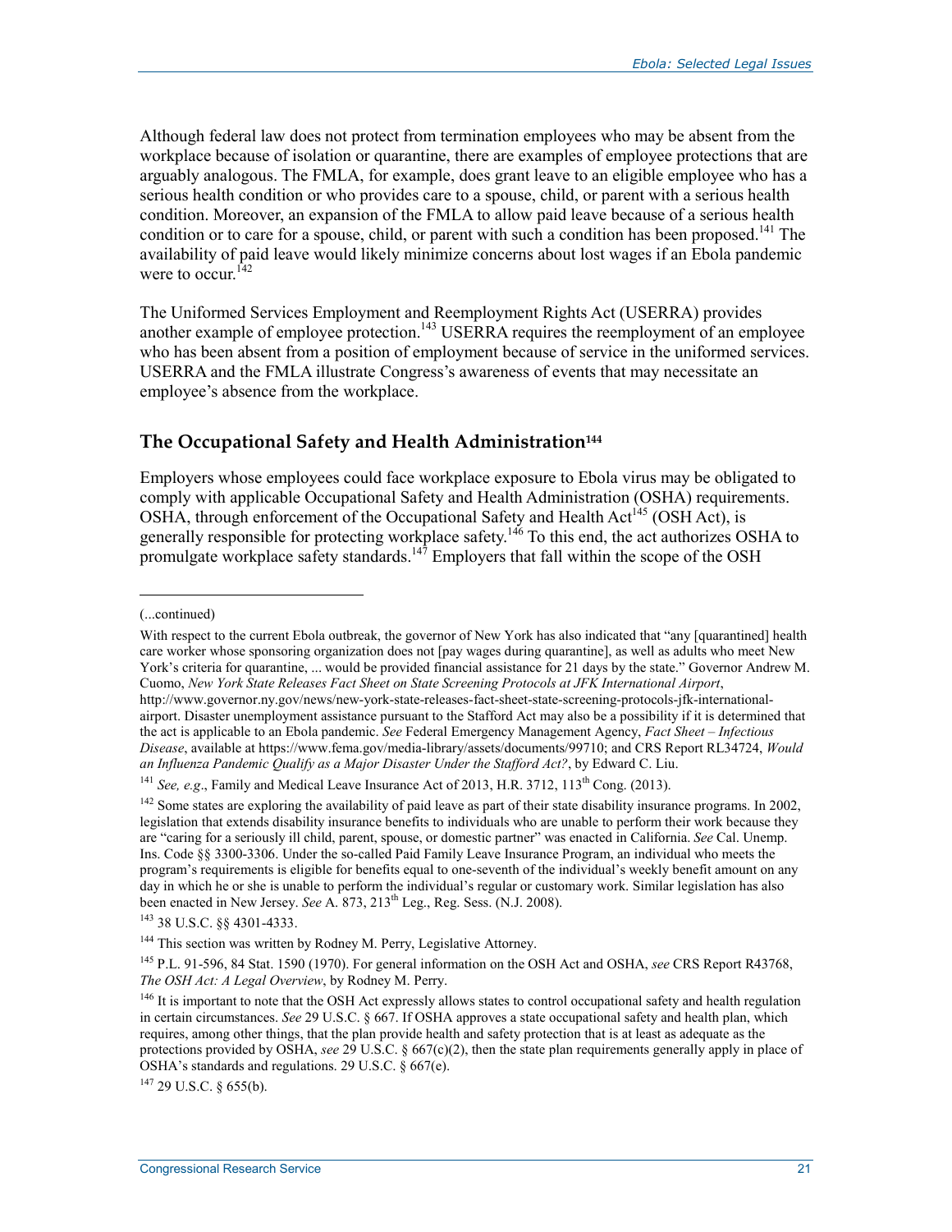Although federal law does not protect from termination employees who may be absent from the workplace because of isolation or quarantine, there are examples of employee protections that are arguably analogous. The FMLA, for example, does grant leave to an eligible employee who has a serious health condition or who provides care to a spouse, child, or parent with a serious health condition. Moreover, an expansion of the FMLA to allow paid leave because of a serious health condition or to care for a spouse, child, or parent with such a condition has been proposed.[141] The availability of paid leave would likely minimize concerns about lost wages if an Ebola pandemic were to occur.[142]

The Uniformed Services Employment and Reemployment Rights Act (USERRA) provides another example of employee protection.[143] USERRA requires the reemployment of an employee who has been absent from a position of employment because of service in the uniformed services. USERRA and the FMLA illustrate Congress's awareness of events that may necessitate an employee's absence from the workplace.

### The Occupational Safety and Health Administration[144]

Employers whose employees could face workplace exposure to Ebola virus may be obligated to comply with applicable Occupational Safety and Health Administration (OSHA) requirements. OSHA, through enforcement of the Occupational Safety and Health Act[145] (OSH Act), is generally responsible for protecting workplace safety.[146] To this end, the act authorizes OSHA to promulgate workplace safety standards.[147] Employers that fall within the scope of the OSH

---

(...continued)

With respect to the current Ebola outbreak, the governor of New York has also indicated that "any [quarantined] health care worker whose sponsoring organization does not [pay wages during quarantine], as well as adults who meet New York's criteria for quarantine, ... would be provided financial assistance for 21 days by the state." Governor Andrew M. Cuomo, *New York State Releases Fact Sheet on State Screening Protocols at JFK International Airport*, http://www.governor.ny.gov/news/new-york-state-releases-fact-sheet-state-screening-protocols-jfk-international-airport. Disaster unemployment assistance pursuant to the Stafford Act may also be a possibility if it is determined that the act is applicable to an Ebola pandemic. *See* Federal Emergency Management Agency, *Fact Sheet – Infectious Disease*, available at https://www.fema.gov/media-library/assets/documents/99710; and CRS Report RL34724, *Would an Influenza Pandemic Qualify as a Major Disaster Under the Stafford Act?*, by Edward C. Liu.

[141] *See, e.g.*, Family and Medical Leave Insurance Act of 2013, H.R. 3712, 113th Cong. (2013).

[142] Some states are exploring the availability of paid leave as part of their state disability insurance programs. In 2002, legislation that extends disability insurance benefits to individuals who are unable to perform their work because they are "caring for a seriously ill child, parent, spouse, or domestic partner" was enacted in California. *See* Cal. Unemp. Ins. Code §§ 3300-3306. Under the so-called Paid Family Leave Insurance Program, an individual who meets the program's requirements is eligible for benefits equal to one-seventh of the individual's weekly benefit amount on any day in which he or she is unable to perform the individual's regular or customary work. Similar legislation has also been enacted in New Jersey. *See* A. 873, 213th Leg., Reg. Sess. (N.J. 2008).

[143] 38 U.S.C. §§ 4301-4333.

[144] This section was written by Rodney M. Perry, Legislative Attorney.

[145] P.L. 91-596, 84 Stat. 1590 (1970). For general information on the OSH Act and OSHA, *see* CRS Report R43768, *The OSH Act: A Legal Overview*, by Rodney M. Perry.

[146] It is important to note that the OSH Act expressly allows states to control occupational safety and health regulation in certain circumstances. *See* 29 U.S.C. § 667. If OSHA approves a state occupational safety and health plan, which requires, among other things, that the plan provide health and safety protection that is at least as adequate as the protections provided by OSHA, *see* 29 U.S.C. § 667(c)(2), then the state plan requirements generally apply in place of OSHA's standards and regulations. 29 U.S.C. § 667(e).

[147] 29 U.S.C. § 655(b).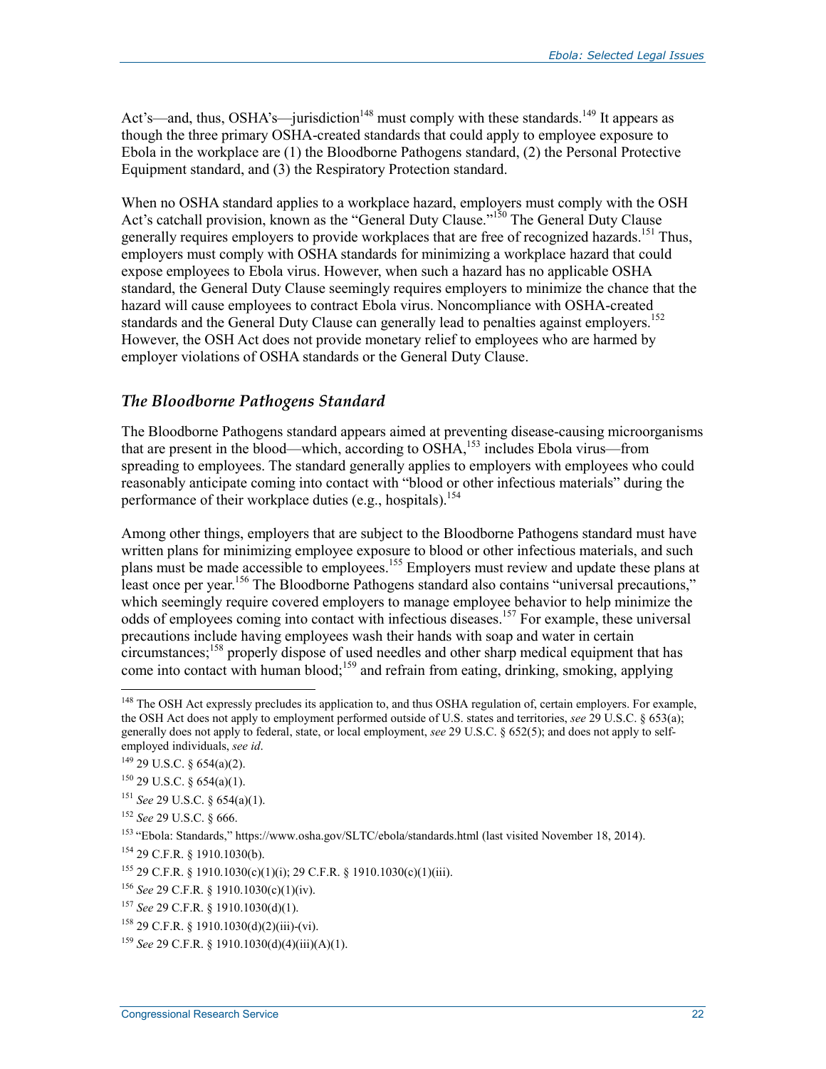Act's—and, thus, OSHA's—jurisdiction[148] must comply with these standards.[149] It appears as though the three primary OSHA-created standards that could apply to employee exposure to Ebola in the workplace are (1) the Bloodborne Pathogens standard, (2) the Personal Protective Equipment standard, and (3) the Respiratory Protection standard.

When no OSHA standard applies to a workplace hazard, employers must comply with the OSH Act's catchall provision, known as the "General Duty Clause."[150] The General Duty Clause generally requires employers to provide workplaces that are free of recognized hazards.[151] Thus, employers must comply with OSHA standards for minimizing a workplace hazard that could expose employees to Ebola virus. However, when such a hazard has no applicable OSHA standard, the General Duty Clause seemingly requires employers to minimize the chance that the hazard will cause employees to contract Ebola virus. Noncompliance with OSHA-created standards and the General Duty Clause can generally lead to penalties against employers.[152] However, the OSH Act does not provide monetary relief to employees who are harmed by employer violations of OSHA standards or the General Duty Clause.

### *The Bloodborne Pathogens Standard*

The Bloodborne Pathogens standard appears aimed at preventing disease-causing microorganisms that are present in the blood—which, according to OSHA,[153] includes Ebola virus—from spreading to employees. The standard generally applies to employers with employees who could reasonably anticipate coming into contact with "blood or other infectious materials" during the performance of their workplace duties (e.g., hospitals).[154]

Among other things, employers that are subject to the Bloodborne Pathogens standard must have written plans for minimizing employee exposure to blood or other infectious materials, and such plans must be made accessible to employees.[155] Employers must review and update these plans at least once per year.[156] The Bloodborne Pathogens standard also contains "universal precautions," which seemingly require covered employers to manage employee behavior to help minimize the odds of employees coming into contact with infectious diseases.[157] For example, these universal precautions include having employees wash their hands with soap and water in certain circumstances;[158] properly dispose of used needles and other sharp medical equipment that has come into contact with human blood;[159] and refrain from eating, drinking, smoking, applying

---

[148] The OSH Act expressly precludes its application to, and thus OSHA regulation of, certain employers. For example, the OSH Act does not apply to employment performed outside of U.S. states and territories, *see* 29 U.S.C. § 653(a); generally does not apply to federal, state, or local employment, *see* 29 U.S.C. § 652(5); and does not apply to self-employed individuals, *see id*.

[149] 29 U.S.C. § 654(a)(2).

[150] 29 U.S.C. § 654(a)(1).

[151] *See* 29 U.S.C. § 654(a)(1).

[152] *See* 29 U.S.C. § 666.

[153] "Ebola: Standards," https://www.osha.gov/SLTC/ebola/standards.html (last visited November 18, 2014).

[154] 29 C.F.R. § 1910.1030(b).

[155] 29 C.F.R. § 1910.1030(c)(1)(i); 29 C.F.R. § 1910.1030(c)(1)(iii).

[156] *See* 29 C.F.R. § 1910.1030(c)(1)(iv).

[157] *See* 29 C.F.R. § 1910.1030(d)(1).

[158] 29 C.F.R. § 1910.1030(d)(2)(iii)-(vi).

[159] *See* 29 C.F.R. § 1910.1030(d)(4)(iii)(A)(1).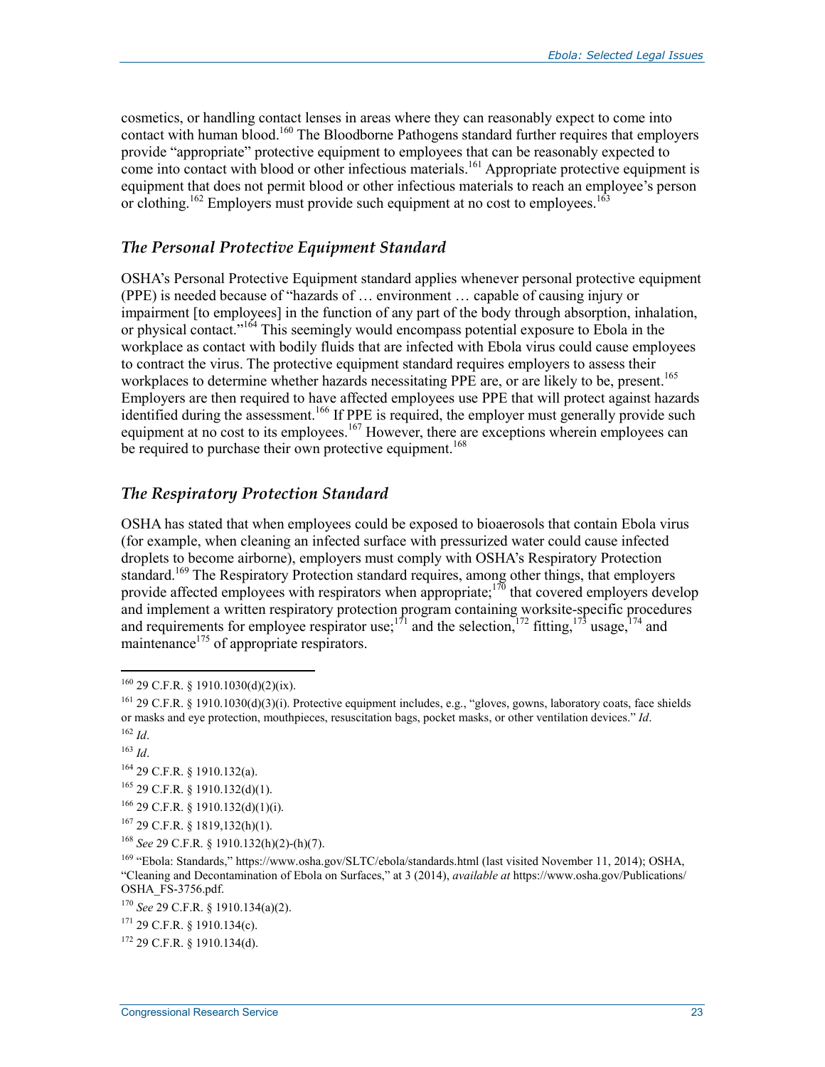cosmetics, or handling contact lenses in areas where they can reasonably expect to come into contact with human blood.[160] The Bloodborne Pathogens standard further requires that employers provide "appropriate" protective equipment to employees that can be reasonably expected to come into contact with blood or other infectious materials.[161] Appropriate protective equipment is equipment that does not permit blood or other infectious materials to reach an employee's person or clothing.[162] Employers must provide such equipment at no cost to employees.[163]

### *The Personal Protective Equipment Standard*

OSHA's Personal Protective Equipment standard applies whenever personal protective equipment (PPE) is needed because of "hazards of … environment … capable of causing injury or impairment [to employees] in the function of any part of the body through absorption, inhalation, or physical contact."[164] This seemingly would encompass potential exposure to Ebola in the workplace as contact with bodily fluids that are infected with Ebola virus could cause employees to contract the virus. The protective equipment standard requires employers to assess their workplaces to determine whether hazards necessitating PPE are, or are likely to be, present.[165] Employers are then required to have affected employees use PPE that will protect against hazards identified during the assessment.[166] If PPE is required, the employer must generally provide such equipment at no cost to its employees.[167] However, there are exceptions wherein employees can be required to purchase their own protective equipment.[168]

### *The Respiratory Protection Standard*

OSHA has stated that when employees could be exposed to bioaerosols that contain Ebola virus (for example, when cleaning an infected surface with pressurized water could cause infected droplets to become airborne), employers must comply with OSHA's Respiratory Protection standard.[169] The Respiratory Protection standard requires, among other things, that employers provide affected employees with respirators when appropriate;[170] that covered employers develop and implement a written respiratory protection program containing worksite-specific procedures and requirements for employee respirator use;[171] and the selection,[172] fitting,[173] usage,[174] and maintenance[175] of appropriate respirators.

---

[160] 29 C.F.R. § 1910.1030(d)(2)(ix).

[161] 29 C.F.R. § 1910.1030(d)(3)(i). Protective equipment includes, e.g., "gloves, gowns, laboratory coats, face shields or masks and eye protection, mouthpieces, resuscitation bags, pocket masks, or other ventilation devices." *Id*.

[162] *Id*.

[163] *Id*.

[164] 29 C.F.R. § 1910.132(a).

[165] 29 C.F.R. § 1910.132(d)(1).

[166] 29 C.F.R. § 1910.132(d)(1)(i).

[167] 29 C.F.R. § 1819,132(h)(1).

[168] *See* 29 C.F.R. § 1910.132(h)(2)-(h)(7).

[169] "Ebola: Standards," https://www.osha.gov/SLTC/ebola/standards.html (last visited November 11, 2014); OSHA, "Cleaning and Decontamination of Ebola on Surfaces," at 3 (2014), *available at* https://www.osha.gov/Publications/OSHA_FS-3756.pdf.

[170] *See* 29 C.F.R. § 1910.134(a)(2).

[171] 29 C.F.R. § 1910.134(c).

[172] 29 C.F.R. § 1910.134(d).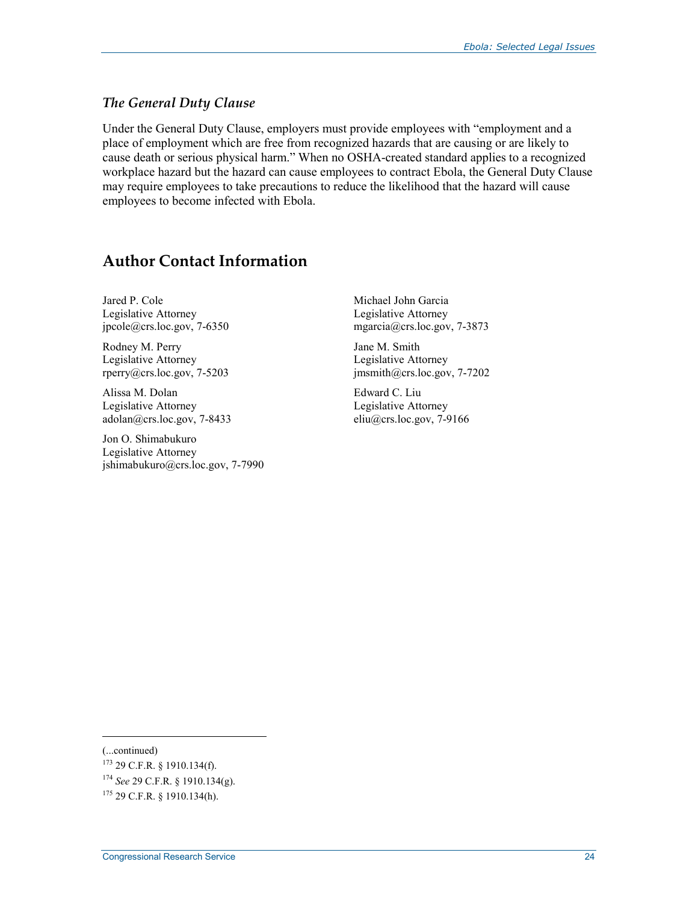### *The General Duty Clause*

Under the General Duty Clause, employers must provide employees with "employment and a place of employment which are free from recognized hazards that are causing or are likely to cause death or serious physical harm." When no OSHA-created standard applies to a recognized workplace hazard but the hazard can cause employees to contract Ebola, the General Duty Clause may require employees to take precautions to reduce the likelihood that the hazard will cause employees to become infected with Ebola.

## Author Contact Information

Jared P. Cole
Legislative Attorney
jpcole@crs.loc.gov, 7-6350

Rodney M. Perry
Legislative Attorney
rperry@crs.loc.gov, 7-5203

Alissa M. Dolan
Legislative Attorney
adolan@crs.loc.gov, 7-8433

Jon O. Shimabukuro
Legislative Attorney
jshimabukuro@crs.loc.gov, 7-7990

Michael John Garcia
Legislative Attorney
mgarcia@crs.loc.gov, 7-3873

Jane M. Smith
Legislative Attorney
jmsmith@crs.loc.gov, 7-7202

Edward C. Liu
Legislative Attorney
eliu@crs.loc.gov, 7-9166

---

(...continued)

[173] 29 C.F.R. § 1910.134(f).

[174] *See* 29 C.F.R. § 1910.134(g).

[175] 29 C.F.R. § 1910.134(h).